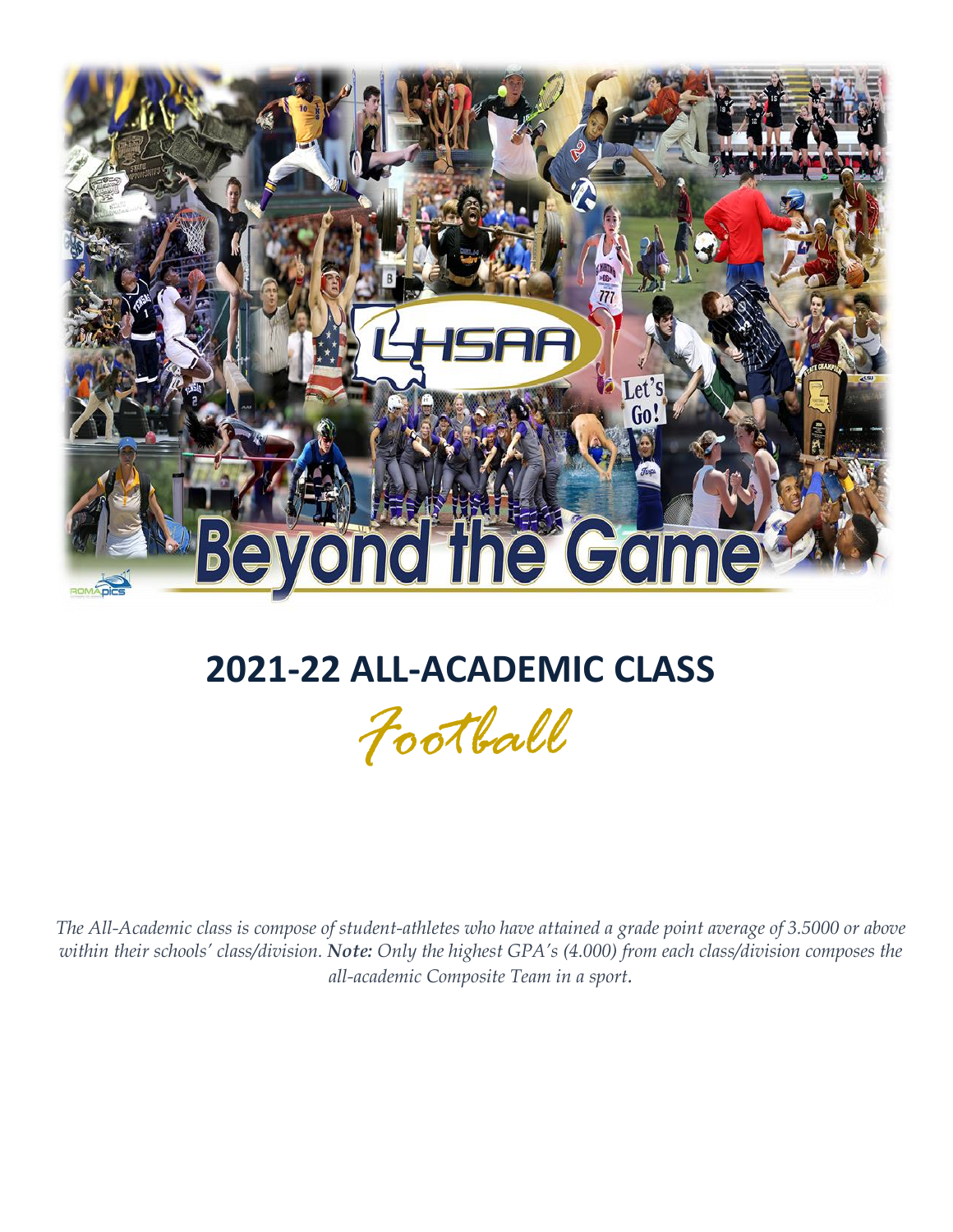## 2021-22 ALL-ACADEMIC CLASS

*Football*

*The All-Academic class is compose of student-athletes who have attained a grade point average of 3.5000 or above within their schools' class/division. **Note:** Only the highest GPA's (4.000) from each class/division composes the all-academic Composite Team in a sport.*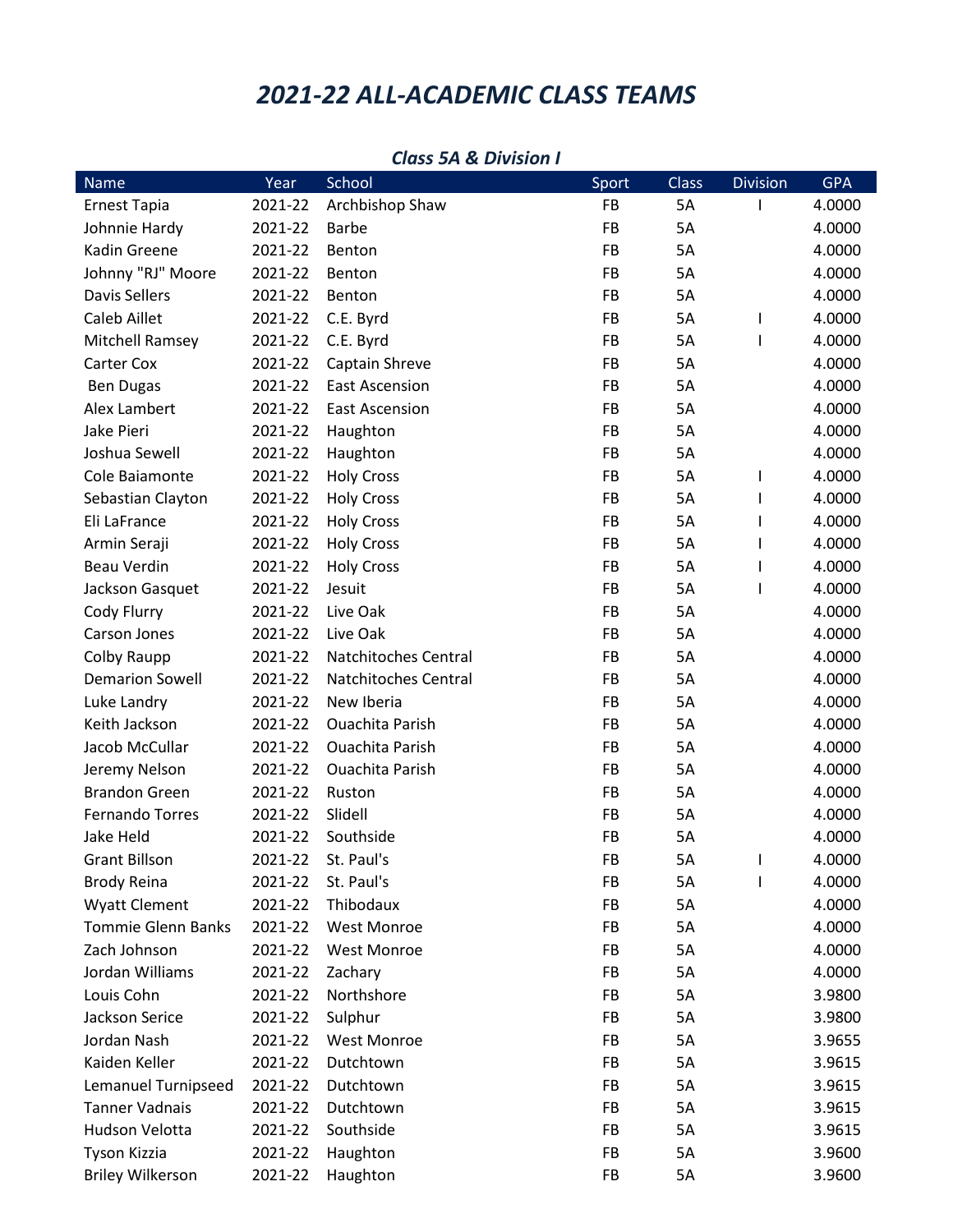# 2021-22 ALL-ACADEMIC CLASS TEAMS

### Class 5A & Division I

| Name | Year | School | Sport | Class | Division | GPA |
|---|---|---|---|---|---|---|
| Ernest Tapia | 2021-22 | Archbishop Shaw | FB | 5A | I | 4.0000 |
| Johnnie Hardy | 2021-22 | Barbe | FB | 5A | | 4.0000 |
| Kadin Greene | 2021-22 | Benton | FB | 5A | | 4.0000 |
| Johnny "RJ" Moore | 2021-22 | Benton | FB | 5A | | 4.0000 |
| Davis Sellers | 2021-22 | Benton | FB | 5A | | 4.0000 |
| Caleb Aillet | 2021-22 | C.E. Byrd | FB | 5A | I | 4.0000 |
| Mitchell Ramsey | 2021-22 | C.E. Byrd | FB | 5A | I | 4.0000 |
| Carter Cox | 2021-22 | Captain Shreve | FB | 5A | | 4.0000 |
| Ben Dugas | 2021-22 | East Ascension | FB | 5A | | 4.0000 |
| Alex Lambert | 2021-22 | East Ascension | FB | 5A | | 4.0000 |
| Jake Pieri | 2021-22 | Haughton | FB | 5A | | 4.0000 |
| Joshua Sewell | 2021-22 | Haughton | FB | 5A | | 4.0000 |
| Cole Baiamonte | 2021-22 | Holy Cross | FB | 5A | I | 4.0000 |
| Sebastian Clayton | 2021-22 | Holy Cross | FB | 5A | I | 4.0000 |
| Eli LaFrance | 2021-22 | Holy Cross | FB | 5A | I | 4.0000 |
| Armin Seraji | 2021-22 | Holy Cross | FB | 5A | I | 4.0000 |
| Beau Verdin | 2021-22 | Holy Cross | FB | 5A | I | 4.0000 |
| Jackson Gasquet | 2021-22 | Jesuit | FB | 5A | I | 4.0000 |
| Cody Flurry | 2021-22 | Live Oak | FB | 5A | | 4.0000 |
| Carson Jones | 2021-22 | Live Oak | FB | 5A | | 4.0000 |
| Colby Raupp | 2021-22 | Natchitoches Central | FB | 5A | | 4.0000 |
| Demarion Sowell | 2021-22 | Natchitoches Central | FB | 5A | | 4.0000 |
| Luke Landry | 2021-22 | New Iberia | FB | 5A | | 4.0000 |
| Keith Jackson | 2021-22 | Ouachita Parish | FB | 5A | | 4.0000 |
| Jacob McCullar | 2021-22 | Ouachita Parish | FB | 5A | | 4.0000 |
| Jeremy Nelson | 2021-22 | Ouachita Parish | FB | 5A | | 4.0000 |
| Brandon Green | 2021-22 | Ruston | FB | 5A | | 4.0000 |
| Fernando Torres | 2021-22 | Slidell | FB | 5A | | 4.0000 |
| Jake Held | 2021-22 | Southside | FB | 5A | | 4.0000 |
| Grant Billson | 2021-22 | St. Paul's | FB | 5A | I | 4.0000 |
| Brody Reina | 2021-22 | St. Paul's | FB | 5A | I | 4.0000 |
| Wyatt Clement | 2021-22 | Thibodaux | FB | 5A | | 4.0000 |
| Tommie Glenn Banks | 2021-22 | West Monroe | FB | 5A | | 4.0000 |
| Zach Johnson | 2021-22 | West Monroe | FB | 5A | | 4.0000 |
| Jordan Williams | 2021-22 | Zachary | FB | 5A | | 4.0000 |
| Louis Cohn | 2021-22 | Northshore | FB | 5A | | 3.9800 |
| Jackson Serice | 2021-22 | Sulphur | FB | 5A | | 3.9800 |
| Jordan Nash | 2021-22 | West Monroe | FB | 5A | | 3.9655 |
| Kaiden Keller | 2021-22 | Dutchtown | FB | 5A | | 3.9615 |
| Lemanuel Turnipseed | 2021-22 | Dutchtown | FB | 5A | | 3.9615 |
| Tanner Vadnais | 2021-22 | Dutchtown | FB | 5A | | 3.9615 |
| Hudson Velotta | 2021-22 | Southside | FB | 5A | | 3.9615 |
| Tyson Kizzia | 2021-22 | Haughton | FB | 5A | | 3.9600 |
| Briley Wilkerson | 2021-22 | Haughton | FB | 5A | | 3.9600 |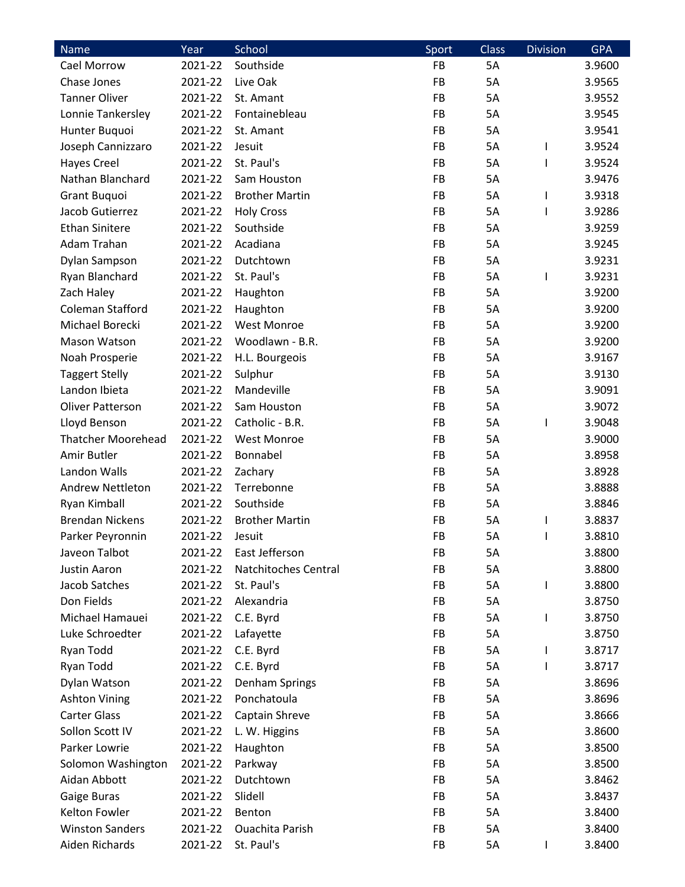| Name | Year | School | Sport | Class | Division | GPA |
|---|---|---|---|---|---|---|
| Cael Morrow | 2021-22 | Southside | FB | 5A | | 3.9600 |
| Chase Jones | 2021-22 | Live Oak | FB | 5A | | 3.9565 |
| Tanner Oliver | 2021-22 | St. Amant | FB | 5A | | 3.9552 |
| Lonnie Tankersley | 2021-22 | Fontainebleau | FB | 5A | | 3.9545 |
| Hunter Buquoi | 2021-22 | St. Amant | FB | 5A | | 3.9541 |
| Joseph Cannizzaro | 2021-22 | Jesuit | FB | 5A | I | 3.9524 |
| Hayes Creel | 2021-22 | St. Paul's | FB | 5A | I | 3.9524 |
| Nathan Blanchard | 2021-22 | Sam Houston | FB | 5A | | 3.9476 |
| Grant Buquoi | 2021-22 | Brother Martin | FB | 5A | I | 3.9318 |
| Jacob Gutierrez | 2021-22 | Holy Cross | FB | 5A | I | 3.9286 |
| Ethan Sinitere | 2021-22 | Southside | FB | 5A | | 3.9259 |
| Adam Trahan | 2021-22 | Acadiana | FB | 5A | | 3.9245 |
| Dylan Sampson | 2021-22 | Dutchtown | FB | 5A | | 3.9231 |
| Ryan Blanchard | 2021-22 | St. Paul's | FB | 5A | I | 3.9231 |
| Zach Haley | 2021-22 | Haughton | FB | 5A | | 3.9200 |
| Coleman Stafford | 2021-22 | Haughton | FB | 5A | | 3.9200 |
| Michael Borecki | 2021-22 | West Monroe | FB | 5A | | 3.9200 |
| Mason Watson | 2021-22 | Woodlawn - B.R. | FB | 5A | | 3.9200 |
| Noah Prosperie | 2021-22 | H.L. Bourgeois | FB | 5A | | 3.9167 |
| Taggert Stelly | 2021-22 | Sulphur | FB | 5A | | 3.9130 |
| Landon Ibieta | 2021-22 | Mandeville | FB | 5A | | 3.9091 |
| Oliver Patterson | 2021-22 | Sam Houston | FB | 5A | | 3.9072 |
| Lloyd Benson | 2021-22 | Catholic - B.R. | FB | 5A | I | 3.9048 |
| Thatcher Moorehead | 2021-22 | West Monroe | FB | 5A | | 3.9000 |
| Amir Butler | 2021-22 | Bonnabel | FB | 5A | | 3.8958 |
| Landon Walls | 2021-22 | Zachary | FB | 5A | | 3.8928 |
| Andrew Nettleton | 2021-22 | Terrebonne | FB | 5A | | 3.8888 |
| Ryan Kimball | 2021-22 | Southside | FB | 5A | | 3.8846 |
| Brendan Nickens | 2021-22 | Brother Martin | FB | 5A | I | 3.8837 |
| Parker Peyronnin | 2021-22 | Jesuit | FB | 5A | I | 3.8810 |
| Javeon Talbot | 2021-22 | East Jefferson | FB | 5A | | 3.8800 |
| Justin Aaron | 2021-22 | Natchitoches Central | FB | 5A | | 3.8800 |
| Jacob Satches | 2021-22 | St. Paul's | FB | 5A | I | 3.8800 |
| Don Fields | 2021-22 | Alexandria | FB | 5A | | 3.8750 |
| Michael Hamauei | 2021-22 | C.E. Byrd | FB | 5A | I | 3.8750 |
| Luke Schroedter | 2021-22 | Lafayette | FB | 5A | | 3.8750 |
| Ryan Todd | 2021-22 | C.E. Byrd | FB | 5A | I | 3.8717 |
| Ryan Todd | 2021-22 | C.E. Byrd | FB | 5A | I | 3.8717 |
| Dylan Watson | 2021-22 | Denham Springs | FB | 5A | | 3.8696 |
| Ashton Vining | 2021-22 | Ponchatoula | FB | 5A | | 3.8696 |
| Carter Glass | 2021-22 | Captain Shreve | FB | 5A | | 3.8666 |
| Sollon Scott IV | 2021-22 | L. W. Higgins | FB | 5A | | 3.8600 |
| Parker Lowrie | 2021-22 | Haughton | FB | 5A | | 3.8500 |
| Solomon Washington | 2021-22 | Parkway | FB | 5A | | 3.8500 |
| Aidan Abbott | 2021-22 | Dutchtown | FB | 5A | | 3.8462 |
| Gaige Buras | 2021-22 | Slidell | FB | 5A | | 3.8437 |
| Kelton Fowler | 2021-22 | Benton | FB | 5A | | 3.8400 |
| Winston Sanders | 2021-22 | Ouachita Parish | FB | 5A | | 3.8400 |
| Aiden Richards | 2021-22 | St. Paul's | FB | 5A | I | 3.8400 |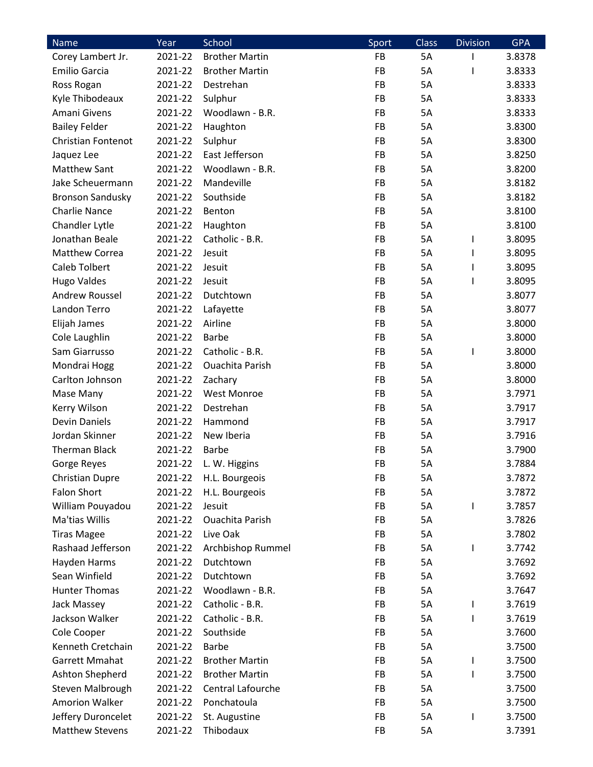| Name | Year | School | Sport | Class | Division | GPA |
|---|---|---|---|---|---|---|
| Corey Lambert Jr. | 2021-22 | Brother Martin | FB | 5A | I | 3.8378 |
| Emilio Garcia | 2021-22 | Brother Martin | FB | 5A | I | 3.8333 |
| Ross Rogan | 2021-22 | Destrehan | FB | 5A | | 3.8333 |
| Kyle Thibodeaux | 2021-22 | Sulphur | FB | 5A | | 3.8333 |
| Amani Givens | 2021-22 | Woodlawn - B.R. | FB | 5A | | 3.8333 |
| Bailey Felder | 2021-22 | Haughton | FB | 5A | | 3.8300 |
| Christian Fontenot | 2021-22 | Sulphur | FB | 5A | | 3.8300 |
| Jaquez Lee | 2021-22 | East Jefferson | FB | 5A | | 3.8250 |
| Matthew Sant | 2021-22 | Woodlawn - B.R. | FB | 5A | | 3.8200 |
| Jake Scheuermann | 2021-22 | Mandeville | FB | 5A | | 3.8182 |
| Bronson Sandusky | 2021-22 | Southside | FB | 5A | | 3.8182 |
| Charlie Nance | 2021-22 | Benton | FB | 5A | | 3.8100 |
| Chandler Lytle | 2021-22 | Haughton | FB | 5A | | 3.8100 |
| Jonathan Beale | 2021-22 | Catholic - B.R. | FB | 5A | I | 3.8095 |
| Matthew Correa | 2021-22 | Jesuit | FB | 5A | I | 3.8095 |
| Caleb Tolbert | 2021-22 | Jesuit | FB | 5A | I | 3.8095 |
| Hugo Valdes | 2021-22 | Jesuit | FB | 5A | I | 3.8095 |
| Andrew Roussel | 2021-22 | Dutchtown | FB | 5A | | 3.8077 |
| Landon Terro | 2021-22 | Lafayette | FB | 5A | | 3.8077 |
| Elijah James | 2021-22 | Airline | FB | 5A | | 3.8000 |
| Cole Laughlin | 2021-22 | Barbe | FB | 5A | | 3.8000 |
| Sam Giarrusso | 2021-22 | Catholic - B.R. | FB | 5A | I | 3.8000 |
| Mondrai Hogg | 2021-22 | Ouachita Parish | FB | 5A | | 3.8000 |
| Carlton Johnson | 2021-22 | Zachary | FB | 5A | | 3.8000 |
| Mase Many | 2021-22 | West Monroe | FB | 5A | | 3.7971 |
| Kerry Wilson | 2021-22 | Destrehan | FB | 5A | | 3.7917 |
| Devin Daniels | 2021-22 | Hammond | FB | 5A | | 3.7917 |
| Jordan Skinner | 2021-22 | New Iberia | FB | 5A | | 3.7916 |
| Therman Black | 2021-22 | Barbe | FB | 5A | | 3.7900 |
| Gorge Reyes | 2021-22 | L. W. Higgins | FB | 5A | | 3.7884 |
| Christian Dupre | 2021-22 | H.L. Bourgeois | FB | 5A | | 3.7872 |
| Falon Short | 2021-22 | H.L. Bourgeois | FB | 5A | | 3.7872 |
| William Pouyadou | 2021-22 | Jesuit | FB | 5A | I | 3.7857 |
| Ma'tias Willis | 2021-22 | Ouachita Parish | FB | 5A | | 3.7826 |
| Tiras Magee | 2021-22 | Live Oak | FB | 5A | | 3.7802 |
| Rashaad Jefferson | 2021-22 | Archbishop Rummel | FB | 5A | I | 3.7742 |
| Hayden Harms | 2021-22 | Dutchtown | FB | 5A | | 3.7692 |
| Sean Winfield | 2021-22 | Dutchtown | FB | 5A | | 3.7692 |
| Hunter Thomas | 2021-22 | Woodlawn - B.R. | FB | 5A | | 3.7647 |
| Jack Massey | 2021-22 | Catholic - B.R. | FB | 5A | I | 3.7619 |
| Jackson Walker | 2021-22 | Catholic - B.R. | FB | 5A | I | 3.7619 |
| Cole Cooper | 2021-22 | Southside | FB | 5A | | 3.7600 |
| Kenneth Cretchain | 2021-22 | Barbe | FB | 5A | | 3.7500 |
| Garrett Mmahat | 2021-22 | Brother Martin | FB | 5A | I | 3.7500 |
| Ashton Shepherd | 2021-22 | Brother Martin | FB | 5A | I | 3.7500 |
| Steven Malbrough | 2021-22 | Central Lafourche | FB | 5A | | 3.7500 |
| Amorion Walker | 2021-22 | Ponchatoula | FB | 5A | | 3.7500 |
| Jeffery Duroncelet | 2021-22 | St. Augustine | FB | 5A | I | 3.7500 |
| Matthew Stevens | 2021-22 | Thibodaux | FB | 5A | | 3.7391 |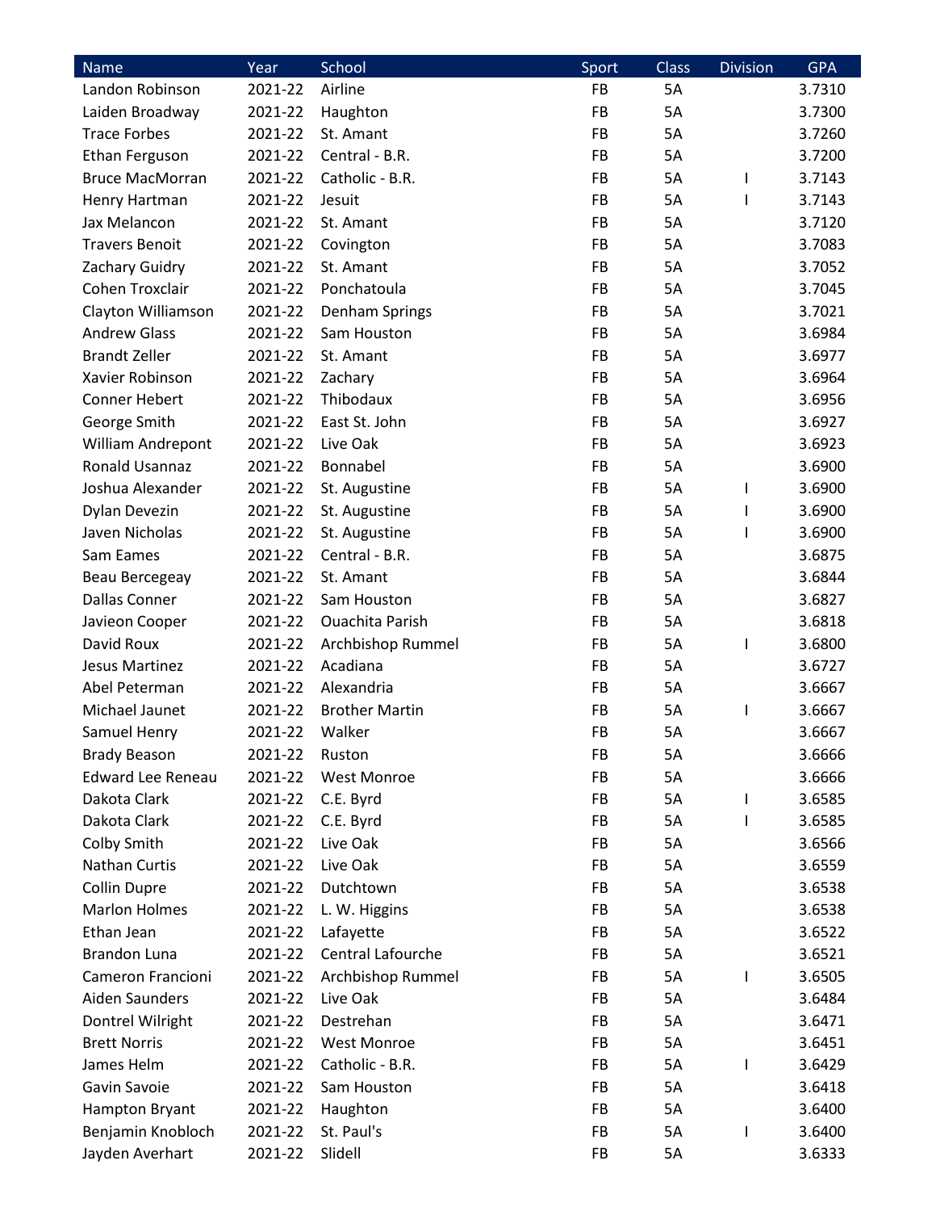| Name | Year | School | Sport | Class | Division | GPA |
|---|---|---|---|---|---|---|
| Landon Robinson | 2021-22 | Airline | FB | 5A | | 3.7310 |
| Laiden Broadway | 2021-22 | Haughton | FB | 5A | | 3.7300 |
| Trace Forbes | 2021-22 | St. Amant | FB | 5A | | 3.7260 |
| Ethan Ferguson | 2021-22 | Central - B.R. | FB | 5A | | 3.7200 |
| Bruce MacMorran | 2021-22 | Catholic - B.R. | FB | 5A | I | 3.7143 |
| Henry Hartman | 2021-22 | Jesuit | FB | 5A | I | 3.7143 |
| Jax Melancon | 2021-22 | St. Amant | FB | 5A | | 3.7120 |
| Travers Benoit | 2021-22 | Covington | FB | 5A | | 3.7083 |
| Zachary Guidry | 2021-22 | St. Amant | FB | 5A | | 3.7052 |
| Cohen Troxclair | 2021-22 | Ponchatoula | FB | 5A | | 3.7045 |
| Clayton Williamson | 2021-22 | Denham Springs | FB | 5A | | 3.7021 |
| Andrew Glass | 2021-22 | Sam Houston | FB | 5A | | 3.6984 |
| Brandt Zeller | 2021-22 | St. Amant | FB | 5A | | 3.6977 |
| Xavier Robinson | 2021-22 | Zachary | FB | 5A | | 3.6964 |
| Conner Hebert | 2021-22 | Thibodaux | FB | 5A | | 3.6956 |
| George Smith | 2021-22 | East St. John | FB | 5A | | 3.6927 |
| William Andrepont | 2021-22 | Live Oak | FB | 5A | | 3.6923 |
| Ronald Usannaz | 2021-22 | Bonnabel | FB | 5A | | 3.6900 |
| Joshua Alexander | 2021-22 | St. Augustine | FB | 5A | I | 3.6900 |
| Dylan Devezin | 2021-22 | St. Augustine | FB | 5A | I | 3.6900 |
| Javen Nicholas | 2021-22 | St. Augustine | FB | 5A | I | 3.6900 |
| Sam Eames | 2021-22 | Central - B.R. | FB | 5A | | 3.6875 |
| Beau Bercegeay | 2021-22 | St. Amant | FB | 5A | | 3.6844 |
| Dallas Conner | 2021-22 | Sam Houston | FB | 5A | | 3.6827 |
| Javieon Cooper | 2021-22 | Ouachita Parish | FB | 5A | | 3.6818 |
| David Roux | 2021-22 | Archbishop Rummel | FB | 5A | I | 3.6800 |
| Jesus Martinez | 2021-22 | Acadiana | FB | 5A | | 3.6727 |
| Abel Peterman | 2021-22 | Alexandria | FB | 5A | | 3.6667 |
| Michael Jaunet | 2021-22 | Brother Martin | FB | 5A | I | 3.6667 |
| Samuel Henry | 2021-22 | Walker | FB | 5A | | 3.6667 |
| Brady Beason | 2021-22 | Ruston | FB | 5A | | 3.6666 |
| Edward Lee Reneau | 2021-22 | West Monroe | FB | 5A | | 3.6666 |
| Dakota Clark | 2021-22 | C.E. Byrd | FB | 5A | I | 3.6585 |
| Dakota Clark | 2021-22 | C.E. Byrd | FB | 5A | I | 3.6585 |
| Colby Smith | 2021-22 | Live Oak | FB | 5A | | 3.6566 |
| Nathan Curtis | 2021-22 | Live Oak | FB | 5A | | 3.6559 |
| Collin Dupre | 2021-22 | Dutchtown | FB | 5A | | 3.6538 |
| Marlon Holmes | 2021-22 | L. W. Higgins | FB | 5A | | 3.6538 |
| Ethan Jean | 2021-22 | Lafayette | FB | 5A | | 3.6522 |
| Brandon Luna | 2021-22 | Central Lafourche | FB | 5A | | 3.6521 |
| Cameron Francioni | 2021-22 | Archbishop Rummel | FB | 5A | I | 3.6505 |
| Aiden Saunders | 2021-22 | Live Oak | FB | 5A | | 3.6484 |
| Dontrel Wilright | 2021-22 | Destrehan | FB | 5A | | 3.6471 |
| Brett Norris | 2021-22 | West Monroe | FB | 5A | | 3.6451 |
| James Helm | 2021-22 | Catholic - B.R. | FB | 5A | I | 3.6429 |
| Gavin Savoie | 2021-22 | Sam Houston | FB | 5A | | 3.6418 |
| Hampton Bryant | 2021-22 | Haughton | FB | 5A | | 3.6400 |
| Benjamin Knobloch | 2021-22 | St. Paul's | FB | 5A | I | 3.6400 |
| Jayden Averhart | 2021-22 | Slidell | FB | 5A | | 3.6333 |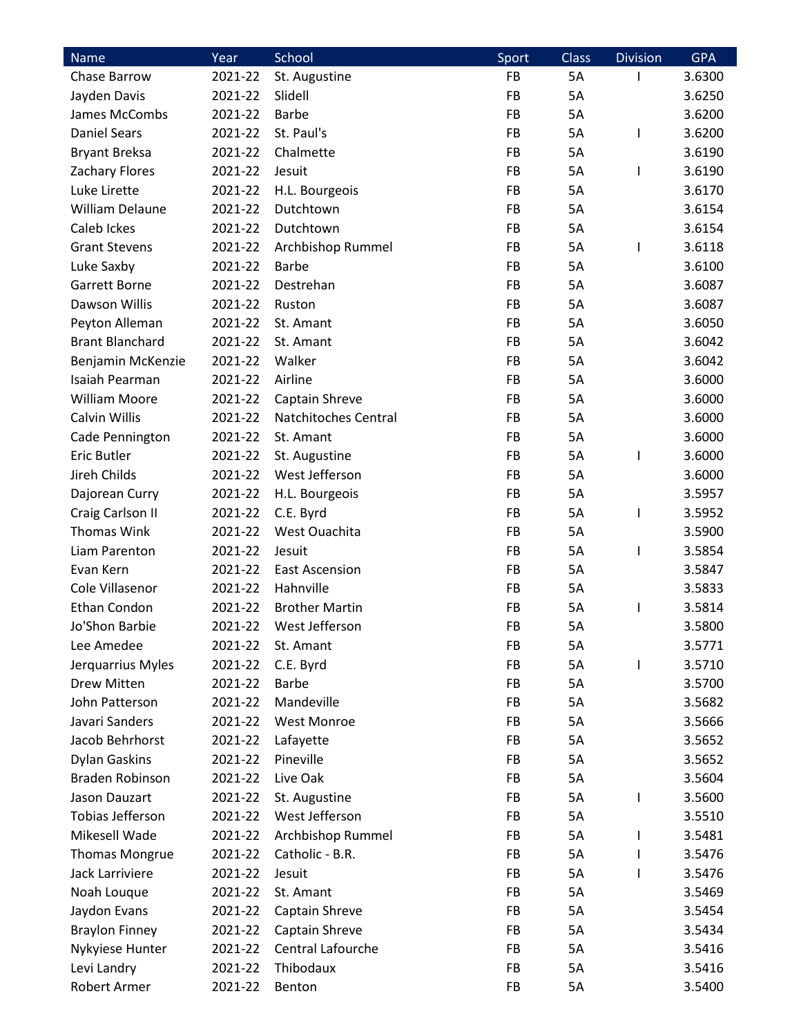| Name | Year | School | Sport | Class | Division | GPA |
|---|---|---|---|---|---|---|
| Chase Barrow | 2021-22 | St. Augustine | FB | 5A | I | 3.6300 |
| Jayden Davis | 2021-22 | Slidell | FB | 5A | | 3.6250 |
| James McCombs | 2021-22 | Barbe | FB | 5A | | 3.6200 |
| Daniel Sears | 2021-22 | St. Paul's | FB | 5A | I | 3.6200 |
| Bryant Breksa | 2021-22 | Chalmette | FB | 5A | | 3.6190 |
| Zachary Flores | 2021-22 | Jesuit | FB | 5A | I | 3.6190 |
| Luke Lirette | 2021-22 | H.L. Bourgeois | FB | 5A | | 3.6170 |
| William Delaune | 2021-22 | Dutchtown | FB | 5A | | 3.6154 |
| Caleb Ickes | 2021-22 | Dutchtown | FB | 5A | | 3.6154 |
| Grant Stevens | 2021-22 | Archbishop Rummel | FB | 5A | I | 3.6118 |
| Luke Saxby | 2021-22 | Barbe | FB | 5A | | 3.6100 |
| Garrett Borne | 2021-22 | Destrehan | FB | 5A | | 3.6087 |
| Dawson Willis | 2021-22 | Ruston | FB | 5A | | 3.6087 |
| Peyton Alleman | 2021-22 | St. Amant | FB | 5A | | 3.6050 |
| Brant Blanchard | 2021-22 | St. Amant | FB | 5A | | 3.6042 |
| Benjamin McKenzie | 2021-22 | Walker | FB | 5A | | 3.6042 |
| Isaiah Pearman | 2021-22 | Airline | FB | 5A | | 3.6000 |
| William Moore | 2021-22 | Captain Shreve | FB | 5A | | 3.6000 |
| Calvin Willis | 2021-22 | Natchitoches Central | FB | 5A | | 3.6000 |
| Cade Pennington | 2021-22 | St. Amant | FB | 5A | | 3.6000 |
| Eric Butler | 2021-22 | St. Augustine | FB | 5A | I | 3.6000 |
| Jireh Childs | 2021-22 | West Jefferson | FB | 5A | | 3.6000 |
| Dajorean Curry | 2021-22 | H.L. Bourgeois | FB | 5A | | 3.5957 |
| Craig Carlson II | 2021-22 | C.E. Byrd | FB | 5A | I | 3.5952 |
| Thomas Wink | 2021-22 | West Ouachita | FB | 5A | | 3.5900 |
| Liam Parenton | 2021-22 | Jesuit | FB | 5A | I | 3.5854 |
| Evan Kern | 2021-22 | East Ascension | FB | 5A | | 3.5847 |
| Cole Villasenor | 2021-22 | Hahnville | FB | 5A | | 3.5833 |
| Ethan Condon | 2021-22 | Brother Martin | FB | 5A | I | 3.5814 |
| Jo'Shon Barbie | 2021-22 | West Jefferson | FB | 5A | | 3.5800 |
| Lee Amedee | 2021-22 | St. Amant | FB | 5A | | 3.5771 |
| Jerquarrius Myles | 2021-22 | C.E. Byrd | FB | 5A | I | 3.5710 |
| Drew Mitten | 2021-22 | Barbe | FB | 5A | | 3.5700 |
| John Patterson | 2021-22 | Mandeville | FB | 5A | | 3.5682 |
| Javari Sanders | 2021-22 | West Monroe | FB | 5A | | 3.5666 |
| Jacob Behrhorst | 2021-22 | Lafayette | FB | 5A | | 3.5652 |
| Dylan Gaskins | 2021-22 | Pineville | FB | 5A | | 3.5652 |
| Braden Robinson | 2021-22 | Live Oak | FB | 5A | | 3.5604 |
| Jason Dauzart | 2021-22 | St. Augustine | FB | 5A | I | 3.5600 |
| Tobias Jefferson | 2021-22 | West Jefferson | FB | 5A | | 3.5510 |
| Mikesell Wade | 2021-22 | Archbishop Rummel | FB | 5A | I | 3.5481 |
| Thomas Mongrue | 2021-22 | Catholic - B.R. | FB | 5A | I | 3.5476 |
| Jack Larriviere | 2021-22 | Jesuit | FB | 5A | I | 3.5476 |
| Noah Louque | 2021-22 | St. Amant | FB | 5A | | 3.5469 |
| Jaydon Evans | 2021-22 | Captain Shreve | FB | 5A | | 3.5454 |
| Braylon Finney | 2021-22 | Captain Shreve | FB | 5A | | 3.5434 |
| Nykyiese Hunter | 2021-22 | Central Lafourche | FB | 5A | | 3.5416 |
| Levi Landry | 2021-22 | Thibodaux | FB | 5A | | 3.5416 |
| Robert Armer | 2021-22 | Benton | FB | 5A | | 3.5400 |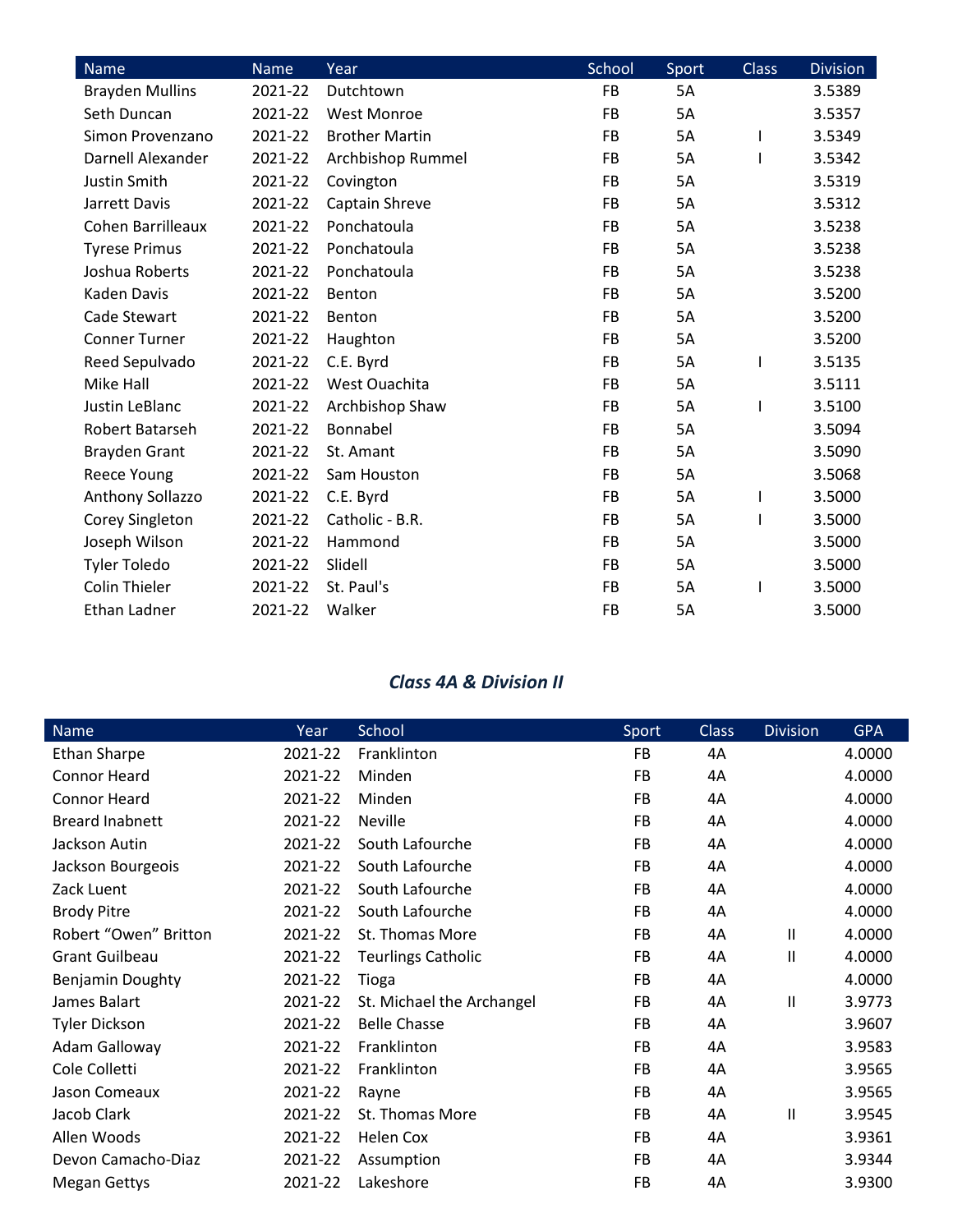| Name | Name | Year | School | Sport | Class | Division |
|---|---|---|---|---|---|---|
| Brayden Mullins | 2021-22 | Dutchtown | FB | 5A | | 3.5389 |
| Seth Duncan | 2021-22 | West Monroe | FB | 5A | | 3.5357 |
| Simon Provenzano | 2021-22 | Brother Martin | FB | 5A | I | 3.5349 |
| Darnell Alexander | 2021-22 | Archbishop Rummel | FB | 5A | I | 3.5342 |
| Justin Smith | 2021-22 | Covington | FB | 5A | | 3.5319 |
| Jarrett Davis | 2021-22 | Captain Shreve | FB | 5A | | 3.5312 |
| Cohen Barrilleaux | 2021-22 | Ponchatoula | FB | 5A | | 3.5238 |
| Tyrese Primus | 2021-22 | Ponchatoula | FB | 5A | | 3.5238 |
| Joshua Roberts | 2021-22 | Ponchatoula | FB | 5A | | 3.5238 |
| Kaden Davis | 2021-22 | Benton | FB | 5A | | 3.5200 |
| Cade Stewart | 2021-22 | Benton | FB | 5A | | 3.5200 |
| Conner Turner | 2021-22 | Haughton | FB | 5A | | 3.5200 |
| Reed Sepulvado | 2021-22 | C.E. Byrd | FB | 5A | I | 3.5135 |
| Mike Hall | 2021-22 | West Ouachita | FB | 5A | | 3.5111 |
| Justin LeBlanc | 2021-22 | Archbishop Shaw | FB | 5A | I | 3.5100 |
| Robert Batarseh | 2021-22 | Bonnabel | FB | 5A | | 3.5094 |
| Brayden Grant | 2021-22 | St. Amant | FB | 5A | | 3.5090 |
| Reece Young | 2021-22 | Sam Houston | FB | 5A | | 3.5068 |
| Anthony Sollazzo | 2021-22 | C.E. Byrd | FB | 5A | I | 3.5000 |
| Corey Singleton | 2021-22 | Catholic - B.R. | FB | 5A | I | 3.5000 |
| Joseph Wilson | 2021-22 | Hammond | FB | 5A | | 3.5000 |
| Tyler Toledo | 2021-22 | Slidell | FB | 5A | | 3.5000 |
| Colin Thieler | 2021-22 | St. Paul's | FB | 5A | I | 3.5000 |
| Ethan Ladner | 2021-22 | Walker | FB | 5A | | 3.5000 |

## *Class 4A & Division II*

| Name | Year | School | Sport | Class | Division | GPA |
|---|---|---|---|---|---|---|
| Ethan Sharpe | 2021-22 | Franklinton | FB | 4A | | 4.0000 |
| Connor Heard | 2021-22 | Minden | FB | 4A | | 4.0000 |
| Connor Heard | 2021-22 | Minden | FB | 4A | | 4.0000 |
| Breard Inabnett | 2021-22 | Neville | FB | 4A | | 4.0000 |
| Jackson Autin | 2021-22 | South Lafourche | FB | 4A | | 4.0000 |
| Jackson Bourgeois | 2021-22 | South Lafourche | FB | 4A | | 4.0000 |
| Zack Luent | 2021-22 | South Lafourche | FB | 4A | | 4.0000 |
| Brody Pitre | 2021-22 | South Lafourche | FB | 4A | | 4.0000 |
| Robert “Owen” Britton | 2021-22 | St. Thomas More | FB | 4A | II | 4.0000 |
| Grant Guilbeau | 2021-22 | Teurlings Catholic | FB | 4A | II | 4.0000 |
| Benjamin Doughty | 2021-22 | Tioga | FB | 4A | | 4.0000 |
| James Balart | 2021-22 | St. Michael the Archangel | FB | 4A | II | 3.9773 |
| Tyler Dickson | 2021-22 | Belle Chasse | FB | 4A | | 3.9607 |
| Adam Galloway | 2021-22 | Franklinton | FB | 4A | | 3.9583 |
| Cole Colletti | 2021-22 | Franklinton | FB | 4A | | 3.9565 |
| Jason Comeaux | 2021-22 | Rayne | FB | 4A | | 3.9565 |
| Jacob Clark | 2021-22 | St. Thomas More | FB | 4A | II | 3.9545 |
| Allen Woods | 2021-22 | Helen Cox | FB | 4A | | 3.9361 |
| Devon Camacho-Diaz | 2021-22 | Assumption | FB | 4A | | 3.9344 |
| Megan Gettys | 2021-22 | Lakeshore | FB | 4A | | 3.9300 |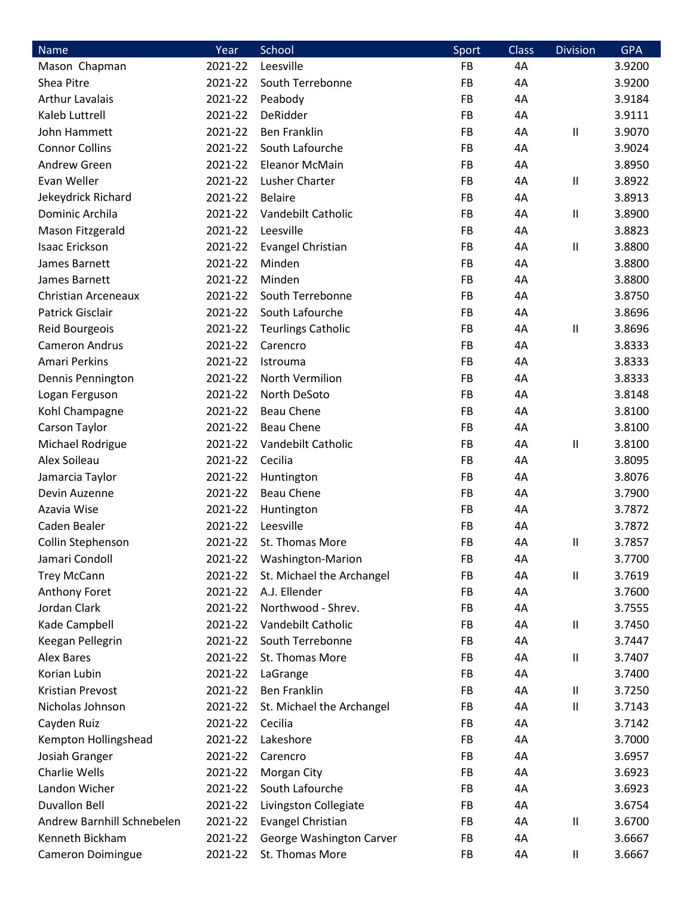| Name | Year | School | Sport | Class | Division | GPA |
|---|---|---|---|---|---|---|
| Mason  Chapman | 2021-22 | Leesville | FB | 4A | | 3.9200 |
| Shea Pitre | 2021-22 | South Terrebonne | FB | 4A | | 3.9200 |
| Arthur Lavalais | 2021-22 | Peabody | FB | 4A | | 3.9184 |
| Kaleb Luttrell | 2021-22 | DeRidder | FB | 4A | | 3.9111 |
| John Hammett | 2021-22 | Ben Franklin | FB | 4A | II | 3.9070 |
| Connor Collins | 2021-22 | South Lafourche | FB | 4A | | 3.9024 |
| Andrew Green | 2021-22 | Eleanor McMain | FB | 4A | | 3.8950 |
| Evan Weller | 2021-22 | Lusher Charter | FB | 4A | II | 3.8922 |
| Jekeydrick Richard | 2021-22 | Belaire | FB | 4A | | 3.8913 |
| Dominic Archila | 2021-22 | Vandebilt Catholic | FB | 4A | II | 3.8900 |
| Mason Fitzgerald | 2021-22 | Leesville | FB | 4A | | 3.8823 |
| Isaac Erickson | 2021-22 | Evangel Christian | FB | 4A | II | 3.8800 |
| James Barnett | 2021-22 | Minden | FB | 4A | | 3.8800 |
| James Barnett | 2021-22 | Minden | FB | 4A | | 3.8800 |
| Christian Arceneaux | 2021-22 | South Terrebonne | FB | 4A | | 3.8750 |
| Patrick Gisclair | 2021-22 | South Lafourche | FB | 4A | | 3.8696 |
| Reid Bourgeois | 2021-22 | Teurlings Catholic | FB | 4A | II | 3.8696 |
| Cameron Andrus | 2021-22 | Carencro | FB | 4A | | 3.8333 |
| Amari Perkins | 2021-22 | Istrouma | FB | 4A | | 3.8333 |
| Dennis Pennington | 2021-22 | North Vermilion | FB | 4A | | 3.8333 |
| Logan Ferguson | 2021-22 | North DeSoto | FB | 4A | | 3.8148 |
| Kohl Champagne | 2021-22 | Beau Chene | FB | 4A | | 3.8100 |
| Carson Taylor | 2021-22 | Beau Chene | FB | 4A | | 3.8100 |
| Michael Rodrigue | 2021-22 | Vandebilt Catholic | FB | 4A | II | 3.8100 |
| Alex Soileau | 2021-22 | Cecilia | FB | 4A | | 3.8095 |
| Jamarcia Taylor | 2021-22 | Huntington | FB | 4A | | 3.8076 |
| Devin Auzenne | 2021-22 | Beau Chene | FB | 4A | | 3.7900 |
| Azavia Wise | 2021-22 | Huntington | FB | 4A | | 3.7872 |
| Caden Bealer | 2021-22 | Leesville | FB | 4A | | 3.7872 |
| Collin Stephenson | 2021-22 | St. Thomas More | FB | 4A | II | 3.7857 |
| Jamari Condoll | 2021-22 | Washington-Marion | FB | 4A | | 3.7700 |
| Trey McCann | 2021-22 | St. Michael the Archangel | FB | 4A | II | 3.7619 |
| Anthony Foret | 2021-22 | A.J. Ellender | FB | 4A | | 3.7600 |
| Jordan Clark | 2021-22 | Northwood - Shrev. | FB | 4A | | 3.7555 |
| Kade Campbell | 2021-22 | Vandebilt Catholic | FB | 4A | II | 3.7450 |
| Keegan Pellegrin | 2021-22 | South Terrebonne | FB | 4A | | 3.7447 |
| Alex Bares | 2021-22 | St. Thomas More | FB | 4A | II | 3.7407 |
| Korian Lubin | 2021-22 | LaGrange | FB | 4A | | 3.7400 |
| Kristian Prevost | 2021-22 | Ben Franklin | FB | 4A | II | 3.7250 |
| Nicholas Johnson | 2021-22 | St. Michael the Archangel | FB | 4A | II | 3.7143 |
| Cayden Ruiz | 2021-22 | Cecilia | FB | 4A | | 3.7142 |
| Kempton Hollingshead | 2021-22 | Lakeshore | FB | 4A | | 3.7000 |
| Josiah Granger | 2021-22 | Carencro | FB | 4A | | 3.6957 |
| Charlie Wells | 2021-22 | Morgan City | FB | 4A | | 3.6923 |
| Landon Wicher | 2021-22 | South Lafourche | FB | 4A | | 3.6923 |
| Duvallon Bell | 2021-22 | Livingston Collegiate | FB | 4A | | 3.6754 |
| Andrew Barnhill Schnebelen | 2021-22 | Evangel Christian | FB | 4A | II | 3.6700 |
| Kenneth Bickham | 2021-22 | George Washington Carver | FB | 4A | | 3.6667 |
| Cameron Doimingue | 2021-22 | St. Thomas More | FB | 4A | II | 3.6667 |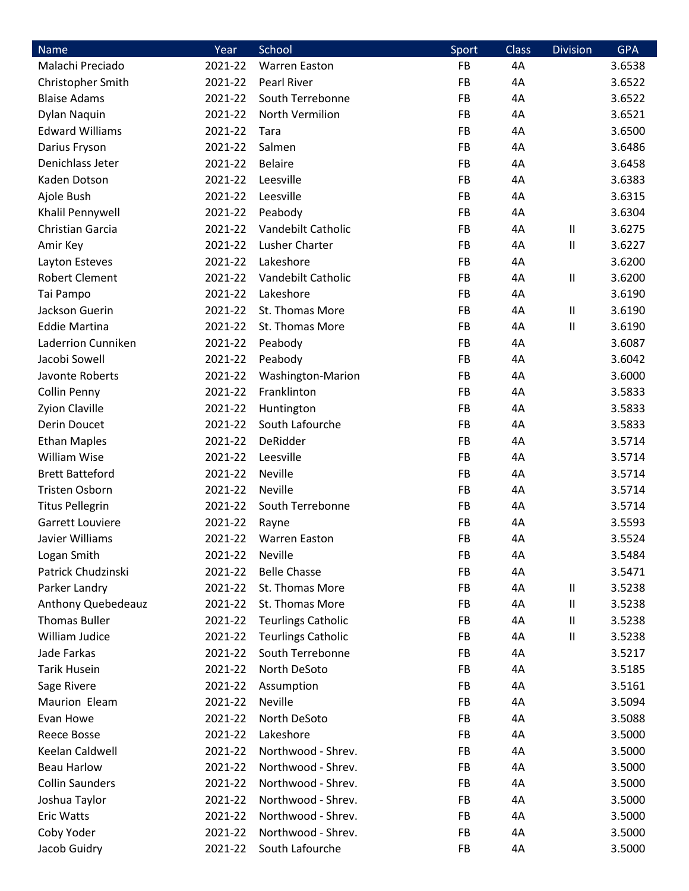| Name | Year | School | Sport | Class | Division | GPA |
|---|---|---|---|---|---|---|
| Malachi Preciado | 2021-22 | Warren Easton | FB | 4A | | 3.6538 |
| Christopher Smith | 2021-22 | Pearl River | FB | 4A | | 3.6522 |
| Blaise Adams | 2021-22 | South Terrebonne | FB | 4A | | 3.6522 |
| Dylan Naquin | 2021-22 | North Vermilion | FB | 4A | | 3.6521 |
| Edward Williams | 2021-22 | Tara | FB | 4A | | 3.6500 |
| Darius Fryson | 2021-22 | Salmen | FB | 4A | | 3.6486 |
| Denichlass Jeter | 2021-22 | Belaire | FB | 4A | | 3.6458 |
| Kaden Dotson | 2021-22 | Leesville | FB | 4A | | 3.6383 |
| Ajole Bush | 2021-22 | Leesville | FB | 4A | | 3.6315 |
| Khalil Pennywell | 2021-22 | Peabody | FB | 4A | | 3.6304 |
| Christian Garcia | 2021-22 | Vandebilt Catholic | FB | 4A | II | 3.6275 |
| Amir Key | 2021-22 | Lusher Charter | FB | 4A | II | 3.6227 |
| Layton Esteves | 2021-22 | Lakeshore | FB | 4A | | 3.6200 |
| Robert Clement | 2021-22 | Vandebilt Catholic | FB | 4A | II | 3.6200 |
| Tai Pampo | 2021-22 | Lakeshore | FB | 4A | | 3.6190 |
| Jackson Guerin | 2021-22 | St. Thomas More | FB | 4A | II | 3.6190 |
| Eddie Martina | 2021-22 | St. Thomas More | FB | 4A | II | 3.6190 |
| Laderrion Cunniken | 2021-22 | Peabody | FB | 4A | | 3.6087 |
| Jacobi Sowell | 2021-22 | Peabody | FB | 4A | | 3.6042 |
| Javonte Roberts | 2021-22 | Washington-Marion | FB | 4A | | 3.6000 |
| Collin Penny | 2021-22 | Franklinton | FB | 4A | | 3.5833 |
| Zyion Claville | 2021-22 | Huntington | FB | 4A | | 3.5833 |
| Derin Doucet | 2021-22 | South Lafourche | FB | 4A | | 3.5833 |
| Ethan Maples | 2021-22 | DeRidder | FB | 4A | | 3.5714 |
| William Wise | 2021-22 | Leesville | FB | 4A | | 3.5714 |
| Brett Batteford | 2021-22 | Neville | FB | 4A | | 3.5714 |
| Tristen Osborn | 2021-22 | Neville | FB | 4A | | 3.5714 |
| Titus Pellegrin | 2021-22 | South Terrebonne | FB | 4A | | 3.5714 |
| Garrett Louviere | 2021-22 | Rayne | FB | 4A | | 3.5593 |
| Javier Williams | 2021-22 | Warren Easton | FB | 4A | | 3.5524 |
| Logan Smith | 2021-22 | Neville | FB | 4A | | 3.5484 |
| Patrick Chudzinski | 2021-22 | Belle Chasse | FB | 4A | | 3.5471 |
| Parker Landry | 2021-22 | St. Thomas More | FB | 4A | II | 3.5238 |
| Anthony Quebedeauz | 2021-22 | St. Thomas More | FB | 4A | II | 3.5238 |
| Thomas Buller | 2021-22 | Teurlings Catholic | FB | 4A | II | 3.5238 |
| William Judice | 2021-22 | Teurlings Catholic | FB | 4A | II | 3.5238 |
| Jade Farkas | 2021-22 | South Terrebonne | FB | 4A | | 3.5217 |
| Tarik Husein | 2021-22 | North DeSoto | FB | 4A | | 3.5185 |
| Sage Rivere | 2021-22 | Assumption | FB | 4A | | 3.5161 |
| Maurion Eleam | 2021-22 | Neville | FB | 4A | | 3.5094 |
| Evan Howe | 2021-22 | North DeSoto | FB | 4A | | 3.5088 |
| Reece Bosse | 2021-22 | Lakeshore | FB | 4A | | 3.5000 |
| Keelan Caldwell | 2021-22 | Northwood - Shrev. | FB | 4A | | 3.5000 |
| Beau Harlow | 2021-22 | Northwood - Shrev. | FB | 4A | | 3.5000 |
| Collin Saunders | 2021-22 | Northwood - Shrev. | FB | 4A | | 3.5000 |
| Joshua Taylor | 2021-22 | Northwood - Shrev. | FB | 4A | | 3.5000 |
| Eric Watts | 2021-22 | Northwood - Shrev. | FB | 4A | | 3.5000 |
| Coby Yoder | 2021-22 | Northwood - Shrev. | FB | 4A | | 3.5000 |
| Jacob Guidry | 2021-22 | South Lafourche | FB | 4A | | 3.5000 |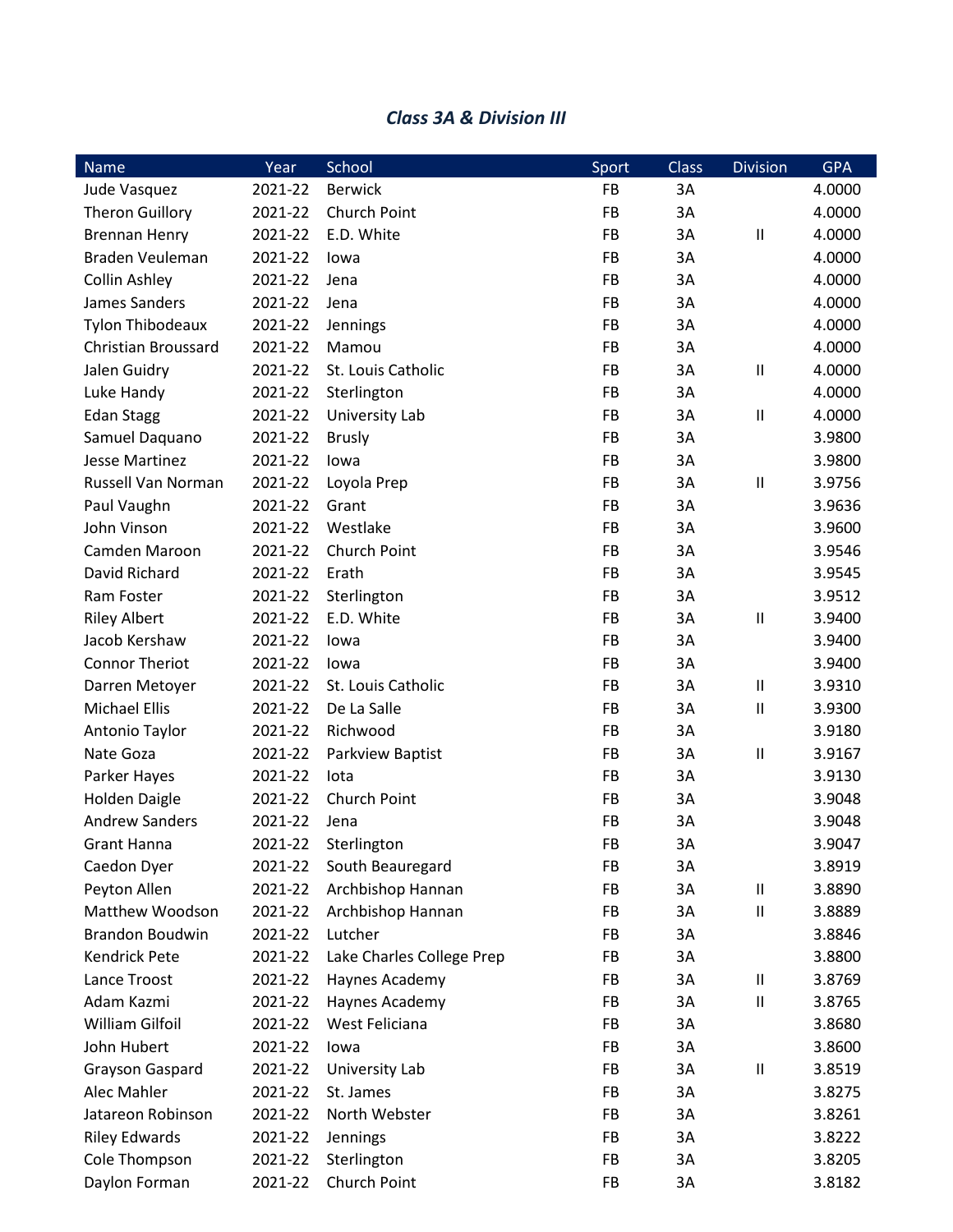### *Class 3A & Division III*

| Name | Year | School | Sport | Class | Division | GPA |
|---|---|---|---|---|---|---|
| Jude Vasquez | 2021-22 | Berwick | FB | 3A | | 4.0000 |
| Theron Guillory | 2021-22 | Church Point | FB | 3A | | 4.0000 |
| Brennan Henry | 2021-22 | E.D. White | FB | 3A | II | 4.0000 |
| Braden Veuleman | 2021-22 | Iowa | FB | 3A | | 4.0000 |
| Collin Ashley | 2021-22 | Jena | FB | 3A | | 4.0000 |
| James Sanders | 2021-22 | Jena | FB | 3A | | 4.0000 |
| Tylon Thibodeaux | 2021-22 | Jennings | FB | 3A | | 4.0000 |
| Christian Broussard | 2021-22 | Mamou | FB | 3A | | 4.0000 |
| Jalen Guidry | 2021-22 | St. Louis Catholic | FB | 3A | II | 4.0000 |
| Luke Handy | 2021-22 | Sterlington | FB | 3A | | 4.0000 |
| Edan Stagg | 2021-22 | University Lab | FB | 3A | II | 4.0000 |
| Samuel Daquano | 2021-22 | Brusly | FB | 3A | | 3.9800 |
| Jesse Martinez | 2021-22 | Iowa | FB | 3A | | 3.9800 |
| Russell Van Norman | 2021-22 | Loyola Prep | FB | 3A | II | 3.9756 |
| Paul Vaughn | 2021-22 | Grant | FB | 3A | | 3.9636 |
| John Vinson | 2021-22 | Westlake | FB | 3A | | 3.9600 |
| Camden Maroon | 2021-22 | Church Point | FB | 3A | | 3.9546 |
| David Richard | 2021-22 | Erath | FB | 3A | | 3.9545 |
| Ram Foster | 2021-22 | Sterlington | FB | 3A | | 3.9512 |
| Riley Albert | 2021-22 | E.D. White | FB | 3A | II | 3.9400 |
| Jacob Kershaw | 2021-22 | Iowa | FB | 3A | | 3.9400 |
| Connor Theriot | 2021-22 | Iowa | FB | 3A | | 3.9400 |
| Darren Metoyer | 2021-22 | St. Louis Catholic | FB | 3A | II | 3.9310 |
| Michael Ellis | 2021-22 | De La Salle | FB | 3A | II | 3.9300 |
| Antonio Taylor | 2021-22 | Richwood | FB | 3A | | 3.9180 |
| Nate Goza | 2021-22 | Parkview Baptist | FB | 3A | II | 3.9167 |
| Parker Hayes | 2021-22 | Iota | FB | 3A | | 3.9130 |
| Holden Daigle | 2021-22 | Church Point | FB | 3A | | 3.9048 |
| Andrew Sanders | 2021-22 | Jena | FB | 3A | | 3.9048 |
| Grant Hanna | 2021-22 | Sterlington | FB | 3A | | 3.9047 |
| Caedon Dyer | 2021-22 | South Beauregard | FB | 3A | | 3.8919 |
| Peyton Allen | 2021-22 | Archbishop Hannan | FB | 3A | II | 3.8890 |
| Matthew Woodson | 2021-22 | Archbishop Hannan | FB | 3A | II | 3.8889 |
| Brandon Boudwin | 2021-22 | Lutcher | FB | 3A | | 3.8846 |
| Kendrick Pete | 2021-22 | Lake Charles College Prep | FB | 3A | | 3.8800 |
| Lance Troost | 2021-22 | Haynes Academy | FB | 3A | II | 3.8769 |
| Adam Kazmi | 2021-22 | Haynes Academy | FB | 3A | II | 3.8765 |
| William Gilfoil | 2021-22 | West Feliciana | FB | 3A | | 3.8680 |
| John Hubert | 2021-22 | Iowa | FB | 3A | | 3.8600 |
| Grayson Gaspard | 2021-22 | University Lab | FB | 3A | II | 3.8519 |
| Alec Mahler | 2021-22 | St. James | FB | 3A | | 3.8275 |
| Jatareon Robinson | 2021-22 | North Webster | FB | 3A | | 3.8261 |
| Riley Edwards | 2021-22 | Jennings | FB | 3A | | 3.8222 |
| Cole Thompson | 2021-22 | Sterlington | FB | 3A | | 3.8205 |
| Daylon Forman | 2021-22 | Church Point | FB | 3A | | 3.8182 |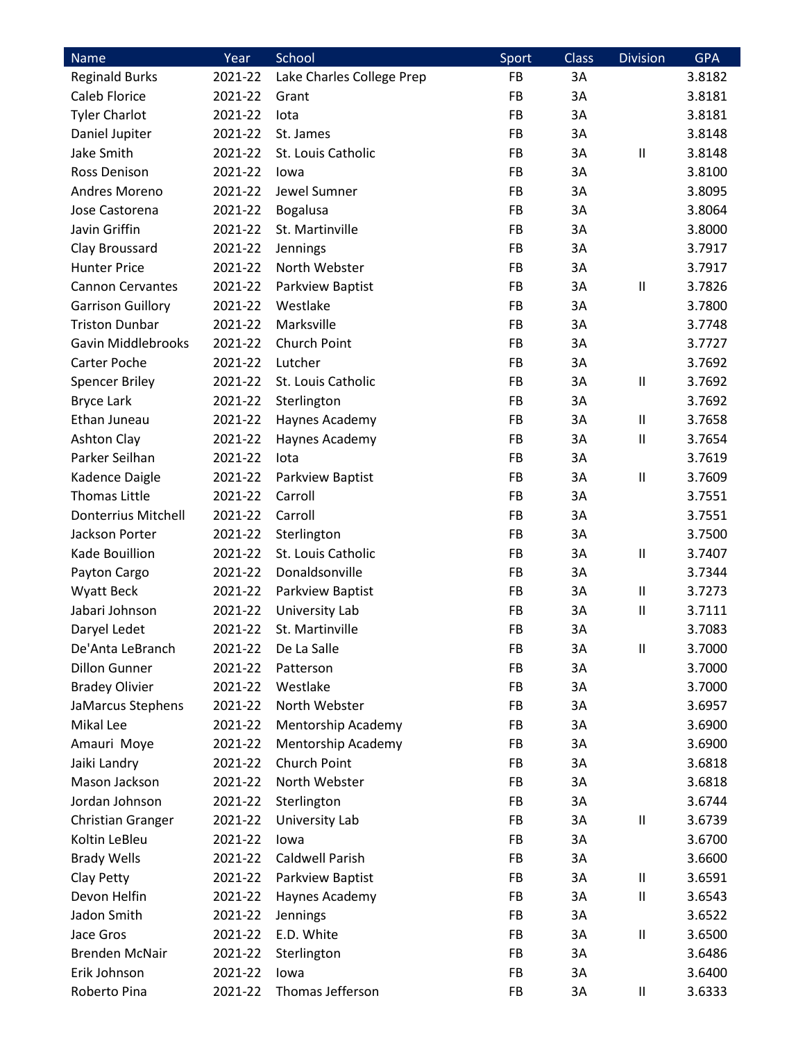| Name | Year | School | Sport | Class | Division | GPA |
| --- | --- | --- | --- | --- | --- | --- |
| Reginald Burks | 2021-22 | Lake Charles College Prep | FB | 3A | | 3.8182 |
| Caleb Florice | 2021-22 | Grant | FB | 3A | | 3.8181 |
| Tyler Charlot | 2021-22 | Iota | FB | 3A | | 3.8181 |
| Daniel Jupiter | 2021-22 | St. James | FB | 3A | | 3.8148 |
| Jake Smith | 2021-22 | St. Louis Catholic | FB | 3A | II | 3.8148 |
| Ross Denison | 2021-22 | Iowa | FB | 3A | | 3.8100 |
| Andres Moreno | 2021-22 | Jewel Sumner | FB | 3A | | 3.8095 |
| Jose Castorena | 2021-22 | Bogalusa | FB | 3A | | 3.8064 |
| Javin Griffin | 2021-22 | St. Martinville | FB | 3A | | 3.8000 |
| Clay Broussard | 2021-22 | Jennings | FB | 3A | | 3.7917 |
| Hunter Price | 2021-22 | North Webster | FB | 3A | | 3.7917 |
| Cannon Cervantes | 2021-22 | Parkview Baptist | FB | 3A | II | 3.7826 |
| Garrison Guillory | 2021-22 | Westlake | FB | 3A | | 3.7800 |
| Triston Dunbar | 2021-22 | Marksville | FB | 3A | | 3.7748 |
| Gavin Middlebrooks | 2021-22 | Church Point | FB | 3A | | 3.7727 |
| Carter Poche | 2021-22 | Lutcher | FB | 3A | | 3.7692 |
| Spencer Briley | 2021-22 | St. Louis Catholic | FB | 3A | II | 3.7692 |
| Bryce Lark | 2021-22 | Sterlington | FB | 3A | | 3.7692 |
| Ethan Juneau | 2021-22 | Haynes Academy | FB | 3A | II | 3.7658 |
| Ashton Clay | 2021-22 | Haynes Academy | FB | 3A | II | 3.7654 |
| Parker Seilhan | 2021-22 | Iota | FB | 3A | | 3.7619 |
| Kadence Daigle | 2021-22 | Parkview Baptist | FB | 3A | II | 3.7609 |
| Thomas Little | 2021-22 | Carroll | FB | 3A | | 3.7551 |
| Donterrius Mitchell | 2021-22 | Carroll | FB | 3A | | 3.7551 |
| Jackson Porter | 2021-22 | Sterlington | FB | 3A | | 3.7500 |
| Kade Bouillion | 2021-22 | St. Louis Catholic | FB | 3A | II | 3.7407 |
| Payton Cargo | 2021-22 | Donaldsonville | FB | 3A | | 3.7344 |
| Wyatt Beck | 2021-22 | Parkview Baptist | FB | 3A | II | 3.7273 |
| Jabari Johnson | 2021-22 | University Lab | FB | 3A | II | 3.7111 |
| Daryel Ledet | 2021-22 | St. Martinville | FB | 3A | | 3.7083 |
| De'Anta LeBranch | 2021-22 | De La Salle | FB | 3A | II | 3.7000 |
| Dillon Gunner | 2021-22 | Patterson | FB | 3A | | 3.7000 |
| Bradey Olivier | 2021-22 | Westlake | FB | 3A | | 3.7000 |
| JaMarcus Stephens | 2021-22 | North Webster | FB | 3A | | 3.6957 |
| Mikal Lee | 2021-22 | Mentorship Academy | FB | 3A | | 3.6900 |
| Amauri Moye | 2021-22 | Mentorship Academy | FB | 3A | | 3.6900 |
| Jaiki Landry | 2021-22 | Church Point | FB | 3A | | 3.6818 |
| Mason Jackson | 2021-22 | North Webster | FB | 3A | | 3.6818 |
| Jordan Johnson | 2021-22 | Sterlington | FB | 3A | | 3.6744 |
| Christian Granger | 2021-22 | University Lab | FB | 3A | II | 3.6739 |
| Koltin LeBleu | 2021-22 | Iowa | FB | 3A | | 3.6700 |
| Brady Wells | 2021-22 | Caldwell Parish | FB | 3A | | 3.6600 |
| Clay Petty | 2021-22 | Parkview Baptist | FB | 3A | II | 3.6591 |
| Devon Helfin | 2021-22 | Haynes Academy | FB | 3A | II | 3.6543 |
| Jadon Smith | 2021-22 | Jennings | FB | 3A | | 3.6522 |
| Jace Gros | 2021-22 | E.D. White | FB | 3A | II | 3.6500 |
| Brenden McNair | 2021-22 | Sterlington | FB | 3A | | 3.6486 |
| Erik Johnson | 2021-22 | Iowa | FB | 3A | | 3.6400 |
| Roberto Pina | 2021-22 | Thomas Jefferson | FB | 3A | II | 3.6333 |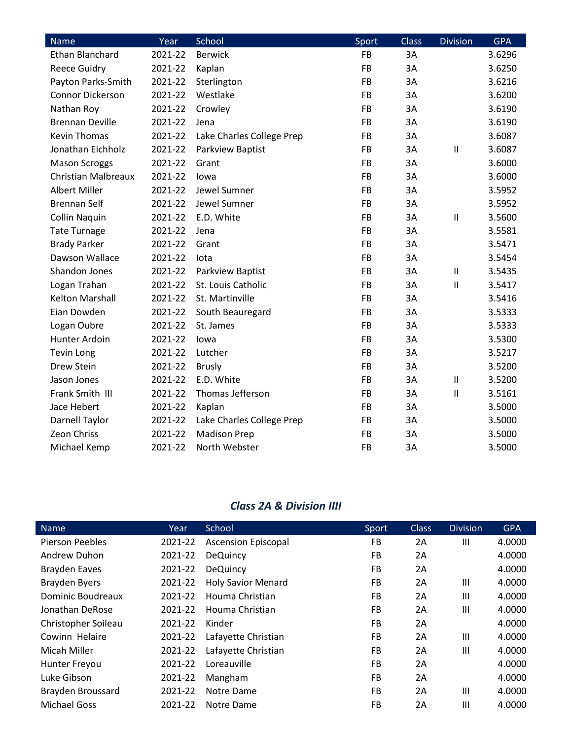| Name | Year | School | Sport | Class | Division | GPA |
|---|---|---|---|---|---|---|
| Ethan Blanchard | 2021-22 | Berwick | FB | 3A | | 3.6296 |
| Reece Guidry | 2021-22 | Kaplan | FB | 3A | | 3.6250 |
| Payton Parks-Smith | 2021-22 | Sterlington | FB | 3A | | 3.6216 |
| Connor Dickerson | 2021-22 | Westlake | FB | 3A | | 3.6200 |
| Nathan Roy | 2021-22 | Crowley | FB | 3A | | 3.6190 |
| Brennan Deville | 2021-22 | Jena | FB | 3A | | 3.6190 |
| Kevin Thomas | 2021-22 | Lake Charles College Prep | FB | 3A | | 3.6087 |
| Jonathan Eichholz | 2021-22 | Parkview Baptist | FB | 3A | II | 3.6087 |
| Mason Scroggs | 2021-22 | Grant | FB | 3A | | 3.6000 |
| Christian Malbreaux | 2021-22 | Iowa | FB | 3A | | 3.6000 |
| Albert Miller | 2021-22 | Jewel Sumner | FB | 3A | | 3.5952 |
| Brennan Self | 2021-22 | Jewel Sumner | FB | 3A | | 3.5952 |
| Collin Naquin | 2021-22 | E.D. White | FB | 3A | II | 3.5600 |
| Tate Turnage | 2021-22 | Jena | FB | 3A | | 3.5581 |
| Brady Parker | 2021-22 | Grant | FB | 3A | | 3.5471 |
| Dawson Wallace | 2021-22 | Iota | FB | 3A | | 3.5454 |
| Shandon Jones | 2021-22 | Parkview Baptist | FB | 3A | II | 3.5435 |
| Logan Trahan | 2021-22 | St. Louis Catholic | FB | 3A | II | 3.5417 |
| Kelton Marshall | 2021-22 | St. Martinville | FB | 3A | | 3.5416 |
| Eian Dowden | 2021-22 | South Beauregard | FB | 3A | | 3.5333 |
| Logan Oubre | 2021-22 | St. James | FB | 3A | | 3.5333 |
| Hunter Ardoin | 2021-22 | Iowa | FB | 3A | | 3.5300 |
| Tevin Long | 2021-22 | Lutcher | FB | 3A | | 3.5217 |
| Drew Stein | 2021-22 | Brusly | FB | 3A | | 3.5200 |
| Jason Jones | 2021-22 | E.D. White | FB | 3A | II | 3.5200 |
| Frank Smith III | 2021-22 | Thomas Jefferson | FB | 3A | II | 3.5161 |
| Jace Hebert | 2021-22 | Kaplan | FB | 3A | | 3.5000 |
| Darnell Taylor | 2021-22 | Lake Charles College Prep | FB | 3A | | 3.5000 |
| Zeon Chriss | 2021-22 | Madison Prep | FB | 3A | | 3.5000 |
| Michael Kemp | 2021-22 | North Webster | FB | 3A | | 3.5000 |

### *Class 2A & Division IIII*

| Name | Year | School | Sport | Class | Division | GPA |
|---|---|---|---|---|---|---|
| Pierson Peebles | 2021-22 | Ascension Episcopal | FB | 2A | III | 4.0000 |
| Andrew Duhon | 2021-22 | DeQuincy | FB | 2A | | 4.0000 |
| Brayden Eaves | 2021-22 | DeQuincy | FB | 2A | | 4.0000 |
| Brayden Byers | 2021-22 | Holy Savior Menard | FB | 2A | III | 4.0000 |
| Dominic Boudreaux | 2021-22 | Houma Christian | FB | 2A | III | 4.0000 |
| Jonathan DeRose | 2021-22 | Houma Christian | FB | 2A | III | 4.0000 |
| Christopher Soileau | 2021-22 | Kinder | FB | 2A | | 4.0000 |
| Cowinn Helaire | 2021-22 | Lafayette Christian | FB | 2A | III | 4.0000 |
| Micah Miller | 2021-22 | Lafayette Christian | FB | 2A | III | 4.0000 |
| Hunter Freyou | 2021-22 | Loreauville | FB | 2A | | 4.0000 |
| Luke Gibson | 2021-22 | Mangham | FB | 2A | | 4.0000 |
| Brayden Broussard | 2021-22 | Notre Dame | FB | 2A | III | 4.0000 |
| Michael Goss | 2021-22 | Notre Dame | FB | 2A | III | 4.0000 |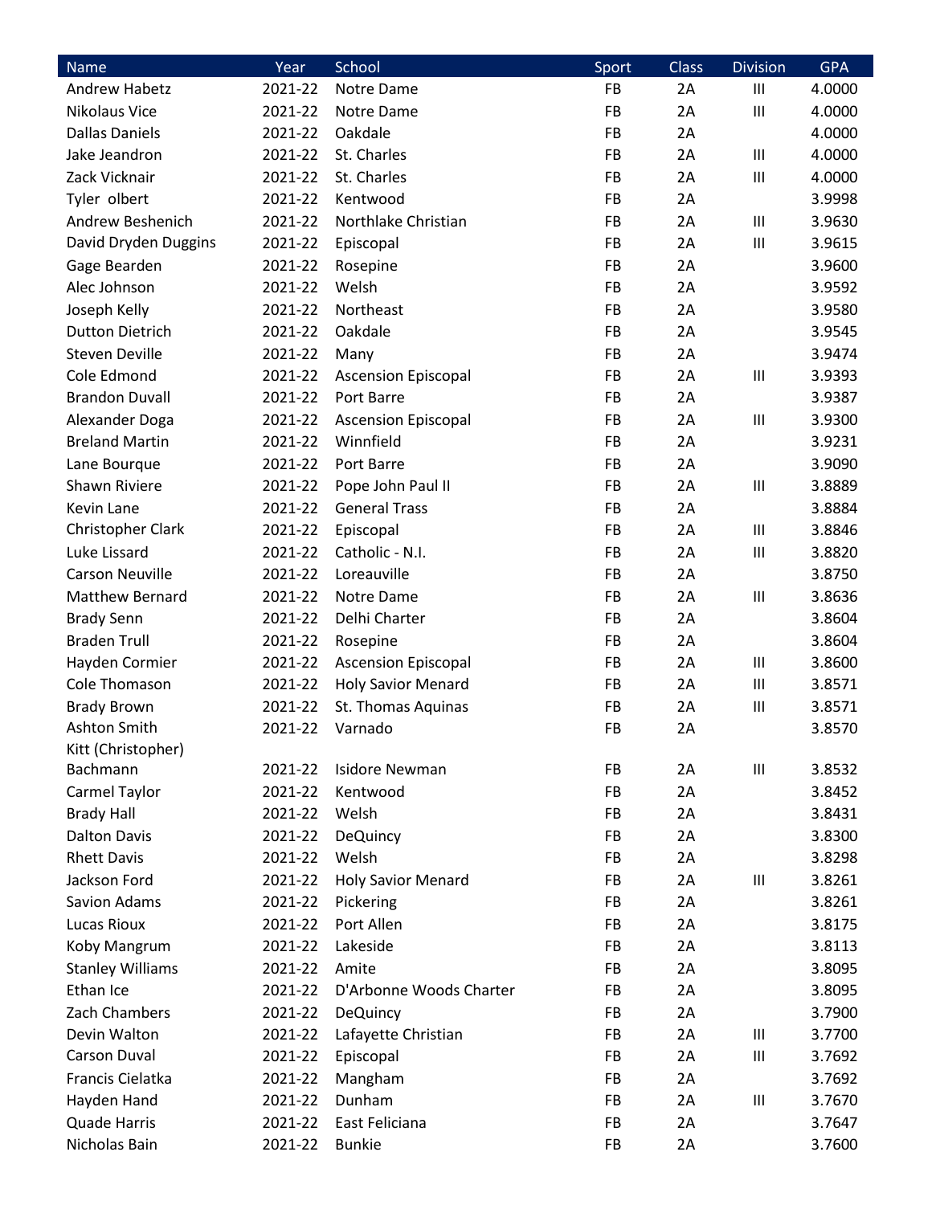| Name | Year | School | Sport | Class | Division | GPA |
|---|---|---|---|---|---|---|
| Andrew Habetz | 2021-22 | Notre Dame | FB | 2A | III | 4.0000 |
| Nikolaus Vice | 2021-22 | Notre Dame | FB | 2A | III | 4.0000 |
| Dallas Daniels | 2021-22 | Oakdale | FB | 2A | | 4.0000 |
| Jake Jeandron | 2021-22 | St. Charles | FB | 2A | III | 4.0000 |
| Zack Vicknair | 2021-22 | St. Charles | FB | 2A | III | 4.0000 |
| Tyler olbert | 2021-22 | Kentwood | FB | 2A | | 3.9998 |
| Andrew Beshenich | 2021-22 | Northlake Christian | FB | 2A | III | 3.9630 |
| David Dryden Duggins | 2021-22 | Episcopal | FB | 2A | III | 3.9615 |
| Gage Bearden | 2021-22 | Rosepine | FB | 2A | | 3.9600 |
| Alec Johnson | 2021-22 | Welsh | FB | 2A | | 3.9592 |
| Joseph Kelly | 2021-22 | Northeast | FB | 2A | | 3.9580 |
| Dutton Dietrich | 2021-22 | Oakdale | FB | 2A | | 3.9545 |
| Steven Deville | 2021-22 | Many | FB | 2A | | 3.9474 |
| Cole Edmond | 2021-22 | Ascension Episcopal | FB | 2A | III | 3.9393 |
| Brandon Duvall | 2021-22 | Port Barre | FB | 2A | | 3.9387 |
| Alexander Doga | 2021-22 | Ascension Episcopal | FB | 2A | III | 3.9300 |
| Breland Martin | 2021-22 | Winnfield | FB | 2A | | 3.9231 |
| Lane Bourque | 2021-22 | Port Barre | FB | 2A | | 3.9090 |
| Shawn Riviere | 2021-22 | Pope John Paul II | FB | 2A | III | 3.8889 |
| Kevin Lane | 2021-22 | General Trass | FB | 2A | | 3.8884 |
| Christopher Clark | 2021-22 | Episcopal | FB | 2A | III | 3.8846 |
| Luke Lissard | 2021-22 | Catholic - N.I. | FB | 2A | III | 3.8820 |
| Carson Neuville | 2021-22 | Loreauville | FB | 2A | | 3.8750 |
| Matthew Bernard | 2021-22 | Notre Dame | FB | 2A | III | 3.8636 |
| Brady Senn | 2021-22 | Delhi Charter | FB | 2A | | 3.8604 |
| Braden Trull | 2021-22 | Rosepine | FB | 2A | | 3.8604 |
| Hayden Cormier | 2021-22 | Ascension Episcopal | FB | 2A | III | 3.8600 |
| Cole Thomason | 2021-22 | Holy Savior Menard | FB | 2A | III | 3.8571 |
| Brady Brown | 2021-22 | St. Thomas Aquinas | FB | 2A | III | 3.8571 |
| Ashton Smith | 2021-22 | Varnado | FB | 2A | | 3.8570 |
| Kitt (Christopher) Bachmann | 2021-22 | Isidore Newman | FB | 2A | III | 3.8532 |
| Carmel Taylor | 2021-22 | Kentwood | FB | 2A | | 3.8452 |
| Brady Hall | 2021-22 | Welsh | FB | 2A | | 3.8431 |
| Dalton Davis | 2021-22 | DeQuincy | FB | 2A | | 3.8300 |
| Rhett Davis | 2021-22 | Welsh | FB | 2A | | 3.8298 |
| Jackson Ford | 2021-22 | Holy Savior Menard | FB | 2A | III | 3.8261 |
| Savion Adams | 2021-22 | Pickering | FB | 2A | | 3.8261 |
| Lucas Rioux | 2021-22 | Port Allen | FB | 2A | | 3.8175 |
| Koby Mangrum | 2021-22 | Lakeside | FB | 2A | | 3.8113 |
| Stanley Williams | 2021-22 | Amite | FB | 2A | | 3.8095 |
| Ethan Ice | 2021-22 | D'Arbonne Woods Charter | FB | 2A | | 3.8095 |
| Zach Chambers | 2021-22 | DeQuincy | FB | 2A | | 3.7900 |
| Devin Walton | 2021-22 | Lafayette Christian | FB | 2A | III | 3.7700 |
| Carson Duval | 2021-22 | Episcopal | FB | 2A | III | 3.7692 |
| Francis Cielatka | 2021-22 | Mangham | FB | 2A | | 3.7692 |
| Hayden Hand | 2021-22 | Dunham | FB | 2A | III | 3.7670 |
| Quade Harris | 2021-22 | East Feliciana | FB | 2A | | 3.7647 |
| Nicholas Bain | 2021-22 | Bunkie | FB | 2A | | 3.7600 |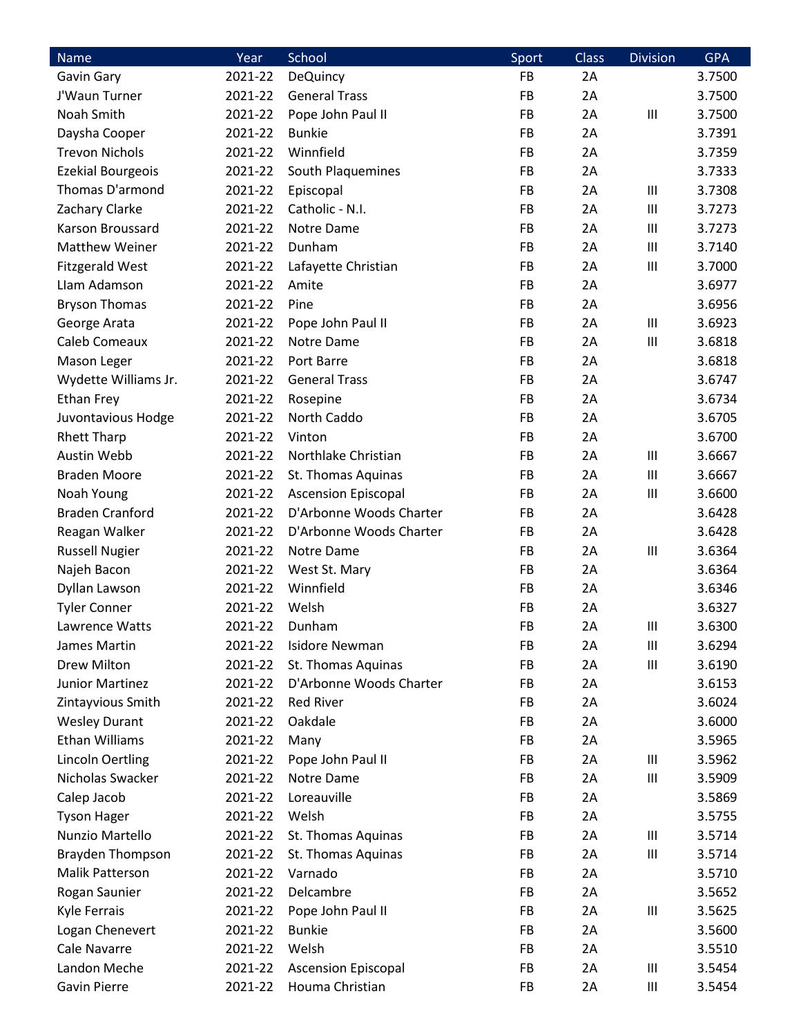| Name | Year | School | Sport | Class | Division | GPA |
|---|---|---|---|---|---|---|
| Gavin Gary | 2021-22 | DeQuincy | FB | 2A | | 3.7500 |
| J'Waun Turner | 2021-22 | General Trass | FB | 2A | | 3.7500 |
| Noah Smith | 2021-22 | Pope John Paul II | FB | 2A | III | 3.7500 |
| Daysha Cooper | 2021-22 | Bunkie | FB | 2A | | 3.7391 |
| Trevon Nichols | 2021-22 | Winnfield | FB | 2A | | 3.7359 |
| Ezekial Bourgeois | 2021-22 | South Plaquemines | FB | 2A | | 3.7333 |
| Thomas D'armond | 2021-22 | Episcopal | FB | 2A | III | 3.7308 |
| Zachary Clarke | 2021-22 | Catholic - N.I. | FB | 2A | III | 3.7273 |
| Karson Broussard | 2021-22 | Notre Dame | FB | 2A | III | 3.7273 |
| Matthew Weiner | 2021-22 | Dunham | FB | 2A | III | 3.7140 |
| Fitzgerald West | 2021-22 | Lafayette Christian | FB | 2A | III | 3.7000 |
| LIam Adamson | 2021-22 | Amite | FB | 2A | | 3.6977 |
| Bryson Thomas | 2021-22 | Pine | FB | 2A | | 3.6956 |
| George Arata | 2021-22 | Pope John Paul II | FB | 2A | III | 3.6923 |
| Caleb Comeaux | 2021-22 | Notre Dame | FB | 2A | III | 3.6818 |
| Mason Leger | 2021-22 | Port Barre | FB | 2A | | 3.6818 |
| Wydette Williams Jr. | 2021-22 | General Trass | FB | 2A | | 3.6747 |
| Ethan Frey | 2021-22 | Rosepine | FB | 2A | | 3.6734 |
| Juvontavious Hodge | 2021-22 | North Caddo | FB | 2A | | 3.6705 |
| Rhett Tharp | 2021-22 | Vinton | FB | 2A | | 3.6700 |
| Austin Webb | 2021-22 | Northlake Christian | FB | 2A | III | 3.6667 |
| Braden Moore | 2021-22 | St. Thomas Aquinas | FB | 2A | III | 3.6667 |
| Noah Young | 2021-22 | Ascension Episcopal | FB | 2A | III | 3.6600 |
| Braden Cranford | 2021-22 | D'Arbonne Woods Charter | FB | 2A | | 3.6428 |
| Reagan Walker | 2021-22 | D'Arbonne Woods Charter | FB | 2A | | 3.6428 |
| Russell Nugier | 2021-22 | Notre Dame | FB | 2A | III | 3.6364 |
| Najeh Bacon | 2021-22 | West St. Mary | FB | 2A | | 3.6364 |
| Dyllan Lawson | 2021-22 | Winnfield | FB | 2A | | 3.6346 |
| Tyler Conner | 2021-22 | Welsh | FB | 2A | | 3.6327 |
| Lawrence Watts | 2021-22 | Dunham | FB | 2A | III | 3.6300 |
| James Martin | 2021-22 | Isidore Newman | FB | 2A | III | 3.6294 |
| Drew Milton | 2021-22 | St. Thomas Aquinas | FB | 2A | III | 3.6190 |
| Junior Martinez | 2021-22 | D'Arbonne Woods Charter | FB | 2A | | 3.6153 |
| Zintayvious Smith | 2021-22 | Red River | FB | 2A | | 3.6024 |
| Wesley Durant | 2021-22 | Oakdale | FB | 2A | | 3.6000 |
| Ethan Williams | 2021-22 | Many | FB | 2A | | 3.5965 |
| Lincoln Oertling | 2021-22 | Pope John Paul II | FB | 2A | III | 3.5962 |
| Nicholas Swacker | 2021-22 | Notre Dame | FB | 2A | III | 3.5909 |
| Calep Jacob | 2021-22 | Loreauville | FB | 2A | | 3.5869 |
| Tyson Hager | 2021-22 | Welsh | FB | 2A | | 3.5755 |
| Nunzio Martello | 2021-22 | St. Thomas Aquinas | FB | 2A | III | 3.5714 |
| Brayden Thompson | 2021-22 | St. Thomas Aquinas | FB | 2A | III | 3.5714 |
| Malik Patterson | 2021-22 | Varnado | FB | 2A | | 3.5710 |
| Rogan Saunier | 2021-22 | Delcambre | FB | 2A | | 3.5652 |
| Kyle Ferrais | 2021-22 | Pope John Paul II | FB | 2A | III | 3.5625 |
| Logan Chenevert | 2021-22 | Bunkie | FB | 2A | | 3.5600 |
| Cale Navarre | 2021-22 | Welsh | FB | 2A | | 3.5510 |
| Landon Meche | 2021-22 | Ascension Episcopal | FB | 2A | III | 3.5454 |
| Gavin Pierre | 2021-22 | Houma Christian | FB | 2A | III | 3.5454 |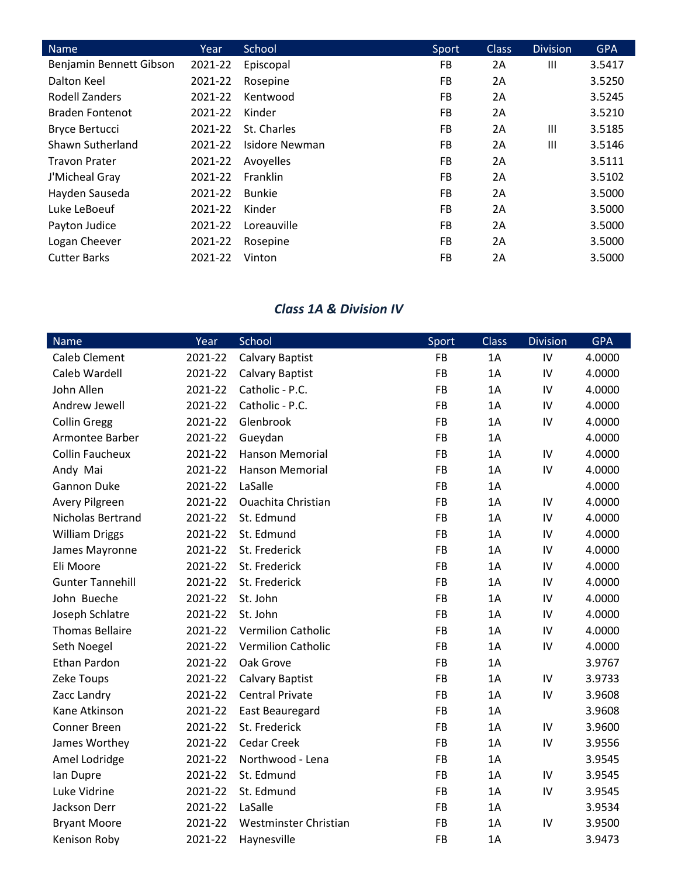| Name | Year | School | Sport | Class | Division | GPA |
|---|---|---|---|---|---|---|
| Benjamin Bennett Gibson | 2021-22 | Episcopal | FB | 2A | III | 3.5417 |
| Dalton Keel | 2021-22 | Rosepine | FB | 2A | | 3.5250 |
| Rodell Zanders | 2021-22 | Kentwood | FB | 2A | | 3.5245 |
| Braden Fontenot | 2021-22 | Kinder | FB | 2A | | 3.5210 |
| Bryce Bertucci | 2021-22 | St. Charles | FB | 2A | III | 3.5185 |
| Shawn Sutherland | 2021-22 | Isidore Newman | FB | 2A | III | 3.5146 |
| Travon Prater | 2021-22 | Avoyelles | FB | 2A | | 3.5111 |
| J'Micheal Gray | 2021-22 | Franklin | FB | 2A | | 3.5102 |
| Hayden Sauseda | 2021-22 | Bunkie | FB | 2A | | 3.5000 |
| Luke LeBoeuf | 2021-22 | Kinder | FB | 2A | | 3.5000 |
| Payton Judice | 2021-22 | Loreauville | FB | 2A | | 3.5000 |
| Logan Cheever | 2021-22 | Rosepine | FB | 2A | | 3.5000 |
| Cutter Barks | 2021-22 | Vinton | FB | 2A | | 3.5000 |

### *Class 1A & Division IV*

| Name | Year | School | Sport | Class | Division | GPA |
|---|---|---|---|---|---|---|
| Caleb Clement | 2021-22 | Calvary Baptist | FB | 1A | IV | 4.0000 |
| Caleb Wardell | 2021-22 | Calvary Baptist | FB | 1A | IV | 4.0000 |
| John Allen | 2021-22 | Catholic - P.C. | FB | 1A | IV | 4.0000 |
| Andrew Jewell | 2021-22 | Catholic - P.C. | FB | 1A | IV | 4.0000 |
| Collin Gregg | 2021-22 | Glenbrook | FB | 1A | IV | 4.0000 |
| Armontee Barber | 2021-22 | Gueydan | FB | 1A | | 4.0000 |
| Collin Faucheux | 2021-22 | Hanson Memorial | FB | 1A | IV | 4.0000 |
| Andy Mai | 2021-22 | Hanson Memorial | FB | 1A | IV | 4.0000 |
| Gannon Duke | 2021-22 | LaSalle | FB | 1A | | 4.0000 |
| Avery Pilgreen | 2021-22 | Ouachita Christian | FB | 1A | IV | 4.0000 |
| Nicholas Bertrand | 2021-22 | St. Edmund | FB | 1A | IV | 4.0000 |
| William Driggs | 2021-22 | St. Edmund | FB | 1A | IV | 4.0000 |
| James Mayronne | 2021-22 | St. Frederick | FB | 1A | IV | 4.0000 |
| Eli Moore | 2021-22 | St. Frederick | FB | 1A | IV | 4.0000 |
| Gunter Tannehill | 2021-22 | St. Frederick | FB | 1A | IV | 4.0000 |
| John Bueche | 2021-22 | St. John | FB | 1A | IV | 4.0000 |
| Joseph Schlatre | 2021-22 | St. John | FB | 1A | IV | 4.0000 |
| Thomas Bellaire | 2021-22 | Vermilion Catholic | FB | 1A | IV | 4.0000 |
| Seth Noegel | 2021-22 | Vermilion Catholic | FB | 1A | IV | 4.0000 |
| Ethan Pardon | 2021-22 | Oak Grove | FB | 1A | | 3.9767 |
| Zeke Toups | 2021-22 | Calvary Baptist | FB | 1A | IV | 3.9733 |
| Zacc Landry | 2021-22 | Central Private | FB | 1A | IV | 3.9608 |
| Kane Atkinson | 2021-22 | East Beauregard | FB | 1A | | 3.9608 |
| Conner Breen | 2021-22 | St. Frederick | FB | 1A | IV | 3.9600 |
| James Worthey | 2021-22 | Cedar Creek | FB | 1A | IV | 3.9556 |
| Amel Lodridge | 2021-22 | Northwood - Lena | FB | 1A | | 3.9545 |
| Ian Dupre | 2021-22 | St. Edmund | FB | 1A | IV | 3.9545 |
| Luke Vidrine | 2021-22 | St. Edmund | FB | 1A | IV | 3.9545 |
| Jackson Derr | 2021-22 | LaSalle | FB | 1A | | 3.9534 |
| Bryant Moore | 2021-22 | Westminster Christian | FB | 1A | IV | 3.9500 |
| Kenison Roby | 2021-22 | Haynesville | FB | 1A | | 3.9473 |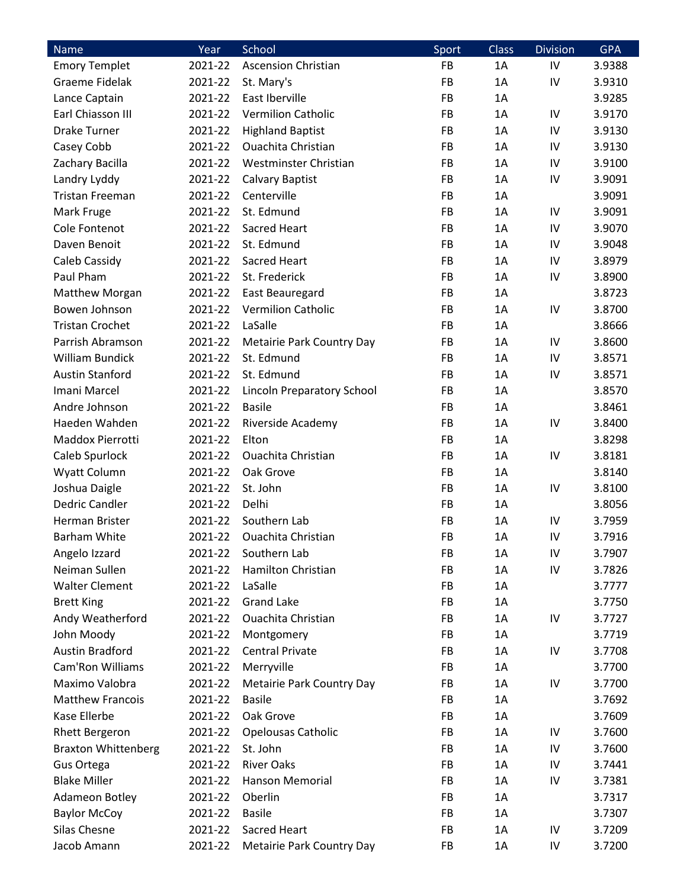| Name | Year | School | Sport | Class | Division | GPA |
|---|---|---|---|---|---|---|
| Emory Templet | 2021-22 | Ascension Christian | FB | 1A | IV | 3.9388 |
| Graeme Fidelak | 2021-22 | St. Mary's | FB | 1A | IV | 3.9310 |
| Lance Captain | 2021-22 | East Iberville | FB | 1A | | 3.9285 |
| Earl Chiasson III | 2021-22 | Vermilion Catholic | FB | 1A | IV | 3.9170 |
| Drake Turner | 2021-22 | Highland Baptist | FB | 1A | IV | 3.9130 |
| Casey Cobb | 2021-22 | Ouachita Christian | FB | 1A | IV | 3.9130 |
| Zachary Bacilla | 2021-22 | Westminster Christian | FB | 1A | IV | 3.9100 |
| Landry Lyddy | 2021-22 | Calvary Baptist | FB | 1A | IV | 3.9091 |
| Tristan Freeman | 2021-22 | Centerville | FB | 1A | | 3.9091 |
| Mark Fruge | 2021-22 | St. Edmund | FB | 1A | IV | 3.9091 |
| Cole Fontenot | 2021-22 | Sacred Heart | FB | 1A | IV | 3.9070 |
| Daven Benoit | 2021-22 | St. Edmund | FB | 1A | IV | 3.9048 |
| Caleb Cassidy | 2021-22 | Sacred Heart | FB | 1A | IV | 3.8979 |
| Paul Pham | 2021-22 | St. Frederick | FB | 1A | IV | 3.8900 |
| Matthew Morgan | 2021-22 | East Beauregard | FB | 1A | | 3.8723 |
| Bowen Johnson | 2021-22 | Vermilion Catholic | FB | 1A | IV | 3.8700 |
| Tristan Crochet | 2021-22 | LaSalle | FB | 1A | | 3.8666 |
| Parrish Abramson | 2021-22 | Metairie Park Country Day | FB | 1A | IV | 3.8600 |
| William Bundick | 2021-22 | St. Edmund | FB | 1A | IV | 3.8571 |
| Austin Stanford | 2021-22 | St. Edmund | FB | 1A | IV | 3.8571 |
| Imani Marcel | 2021-22 | Lincoln Preparatory School | FB | 1A | | 3.8570 |
| Andre Johnson | 2021-22 | Basile | FB | 1A | | 3.8461 |
| Haeden Wahden | 2021-22 | Riverside Academy | FB | 1A | IV | 3.8400 |
| Maddox Pierrotti | 2021-22 | Elton | FB | 1A | | 3.8298 |
| Caleb Spurlock | 2021-22 | Ouachita Christian | FB | 1A | IV | 3.8181 |
| Wyatt Column | 2021-22 | Oak Grove | FB | 1A | | 3.8140 |
| Joshua Daigle | 2021-22 | St. John | FB | 1A | IV | 3.8100 |
| Dedric Candler | 2021-22 | Delhi | FB | 1A | | 3.8056 |
| Herman Brister | 2021-22 | Southern Lab | FB | 1A | IV | 3.7959 |
| Barham White | 2021-22 | Ouachita Christian | FB | 1A | IV | 3.7916 |
| Angelo Izzard | 2021-22 | Southern Lab | FB | 1A | IV | 3.7907 |
| Neiman Sullen | 2021-22 | Hamilton Christian | FB | 1A | IV | 3.7826 |
| Walter Clement | 2021-22 | LaSalle | FB | 1A | | 3.7777 |
| Brett King | 2021-22 | Grand Lake | FB | 1A | | 3.7750 |
| Andy Weatherford | 2021-22 | Ouachita Christian | FB | 1A | IV | 3.7727 |
| John Moody | 2021-22 | Montgomery | FB | 1A | | 3.7719 |
| Austin Bradford | 2021-22 | Central Private | FB | 1A | IV | 3.7708 |
| Cam'Ron Williams | 2021-22 | Merryville | FB | 1A | | 3.7700 |
| Maximo Valobra | 2021-22 | Metairie Park Country Day | FB | 1A | IV | 3.7700 |
| Matthew Francois | 2021-22 | Basile | FB | 1A | | 3.7692 |
| Kase Ellerbe | 2021-22 | Oak Grove | FB | 1A | | 3.7609 |
| Rhett Bergeron | 2021-22 | Opelousas Catholic | FB | 1A | IV | 3.7600 |
| Braxton Whittenberg | 2021-22 | St. John | FB | 1A | IV | 3.7600 |
| Gus Ortega | 2021-22 | River Oaks | FB | 1A | IV | 3.7441 |
| Blake Miller | 2021-22 | Hanson Memorial | FB | 1A | IV | 3.7381 |
| Adameon Botley | 2021-22 | Oberlin | FB | 1A | | 3.7317 |
| Baylor McCoy | 2021-22 | Basile | FB | 1A | | 3.7307 |
| Silas Chesne | 2021-22 | Sacred Heart | FB | 1A | IV | 3.7209 |
| Jacob Amann | 2021-22 | Metairie Park Country Day | FB | 1A | IV | 3.7200 |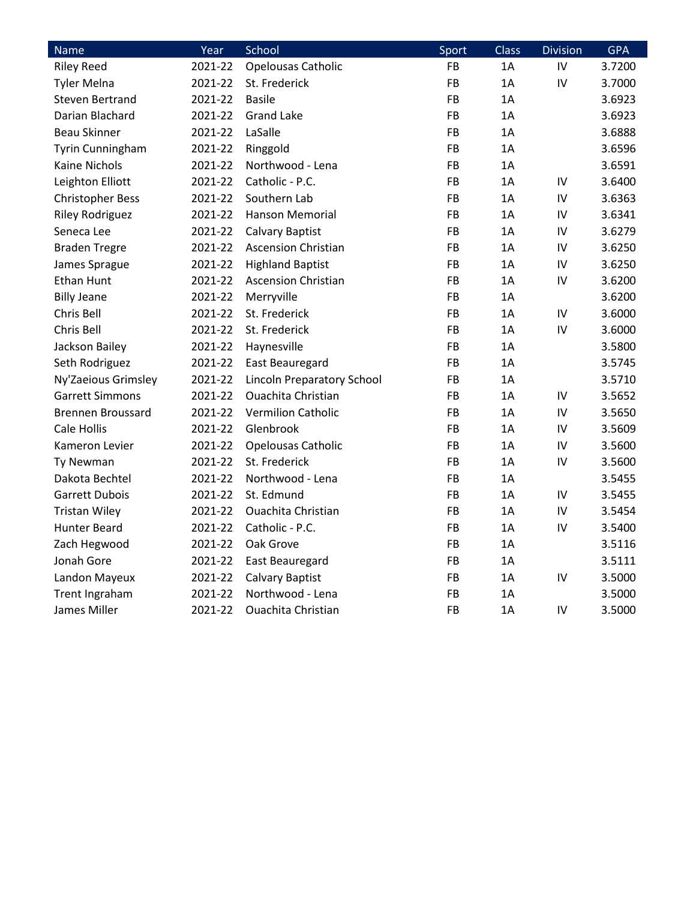| Name | Year | School | Sport | Class | Division | GPA |
|---|---|---|---|---|---|---|
| Riley Reed | 2021-22 | Opelousas Catholic | FB | 1A | IV | 3.7200 |
| Tyler Melna | 2021-22 | St. Frederick | FB | 1A | IV | 3.7000 |
| Steven Bertrand | 2021-22 | Basile | FB | 1A | | 3.6923 |
| Darian Blachard | 2021-22 | Grand Lake | FB | 1A | | 3.6923 |
| Beau Skinner | 2021-22 | LaSalle | FB | 1A | | 3.6888 |
| Tyrin Cunningham | 2021-22 | Ringgold | FB | 1A | | 3.6596 |
| Kaine Nichols | 2021-22 | Northwood - Lena | FB | 1A | | 3.6591 |
| Leighton Elliott | 2021-22 | Catholic - P.C. | FB | 1A | IV | 3.6400 |
| Christopher Bess | 2021-22 | Southern Lab | FB | 1A | IV | 3.6363 |
| Riley Rodriguez | 2021-22 | Hanson Memorial | FB | 1A | IV | 3.6341 |
| Seneca Lee | 2021-22 | Calvary Baptist | FB | 1A | IV | 3.6279 |
| Braden Tregre | 2021-22 | Ascension Christian | FB | 1A | IV | 3.6250 |
| James Sprague | 2021-22 | Highland Baptist | FB | 1A | IV | 3.6250 |
| Ethan Hunt | 2021-22 | Ascension Christian | FB | 1A | IV | 3.6200 |
| Billy Jeane | 2021-22 | Merryville | FB | 1A | | 3.6200 |
| Chris Bell | 2021-22 | St. Frederick | FB | 1A | IV | 3.6000 |
| Chris Bell | 2021-22 | St. Frederick | FB | 1A | IV | 3.6000 |
| Jackson Bailey | 2021-22 | Haynesville | FB | 1A | | 3.5800 |
| Seth Rodriguez | 2021-22 | East Beauregard | FB | 1A | | 3.5745 |
| Ny'Zaeious Grimsley | 2021-22 | Lincoln Preparatory School | FB | 1A | | 3.5710 |
| Garrett Simmons | 2021-22 | Ouachita Christian | FB | 1A | IV | 3.5652 |
| Brennen Broussard | 2021-22 | Vermilion Catholic | FB | 1A | IV | 3.5650 |
| Cale Hollis | 2021-22 | Glenbrook | FB | 1A | IV | 3.5609 |
| Kameron Levier | 2021-22 | Opelousas Catholic | FB | 1A | IV | 3.5600 |
| Ty Newman | 2021-22 | St. Frederick | FB | 1A | IV | 3.5600 |
| Dakota Bechtel | 2021-22 | Northwood - Lena | FB | 1A | | 3.5455 |
| Garrett Dubois | 2021-22 | St. Edmund | FB | 1A | IV | 3.5455 |
| Tristan Wiley | 2021-22 | Ouachita Christian | FB | 1A | IV | 3.5454 |
| Hunter Beard | 2021-22 | Catholic - P.C. | FB | 1A | IV | 3.5400 |
| Zach Hegwood | 2021-22 | Oak Grove | FB | 1A | | 3.5116 |
| Jonah Gore | 2021-22 | East Beauregard | FB | 1A | | 3.5111 |
| Landon Mayeux | 2021-22 | Calvary Baptist | FB | 1A | IV | 3.5000 |
| Trent Ingraham | 2021-22 | Northwood - Lena | FB | 1A | | 3.5000 |
| James Miller | 2021-22 | Ouachita Christian | FB | 1A | IV | 3.5000 |